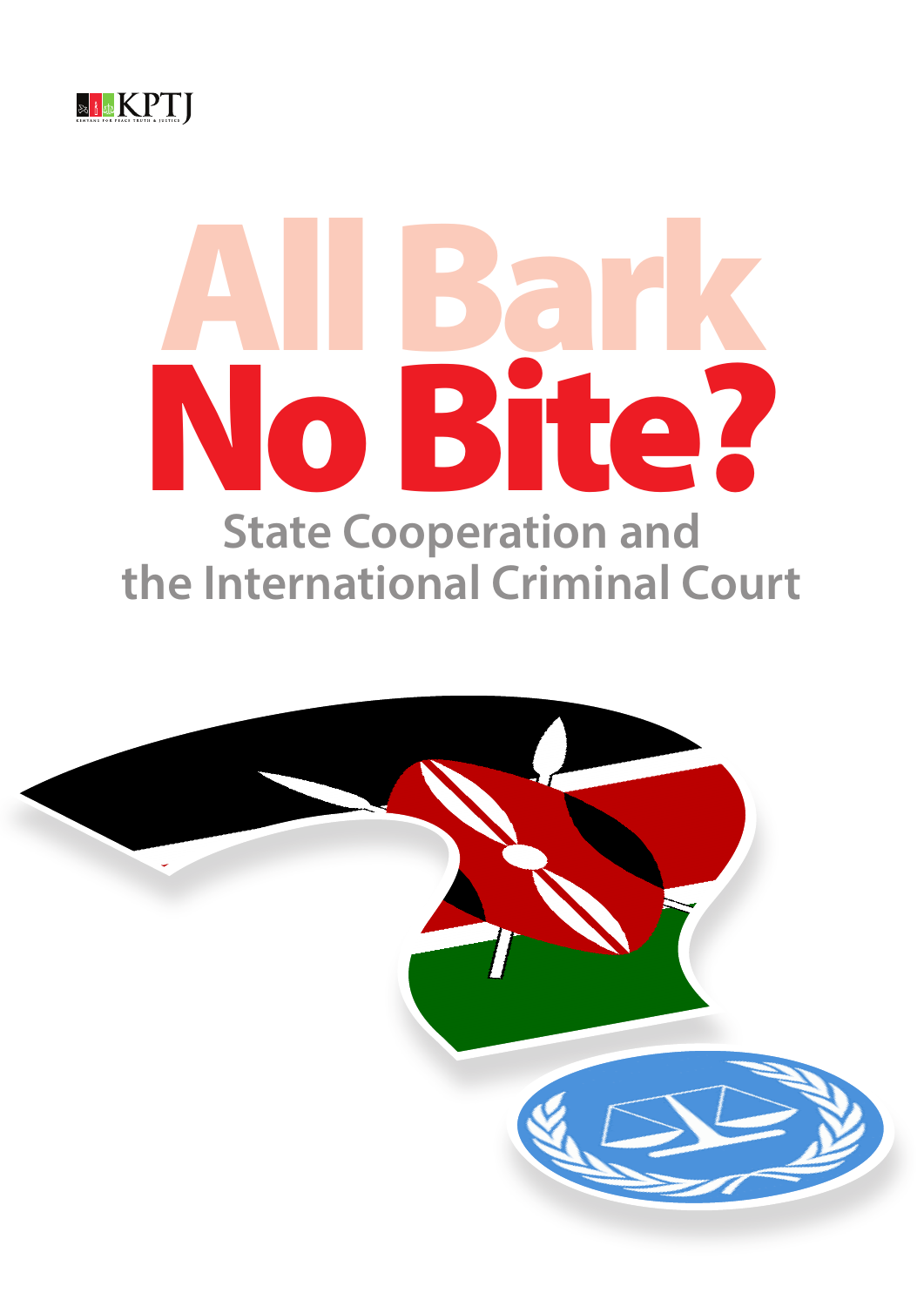KPTJ

KENYANS FOR PEACE TRUTH & JUSTICE

# All Bark No Bite?

## State Cooperation and the International Criminal Court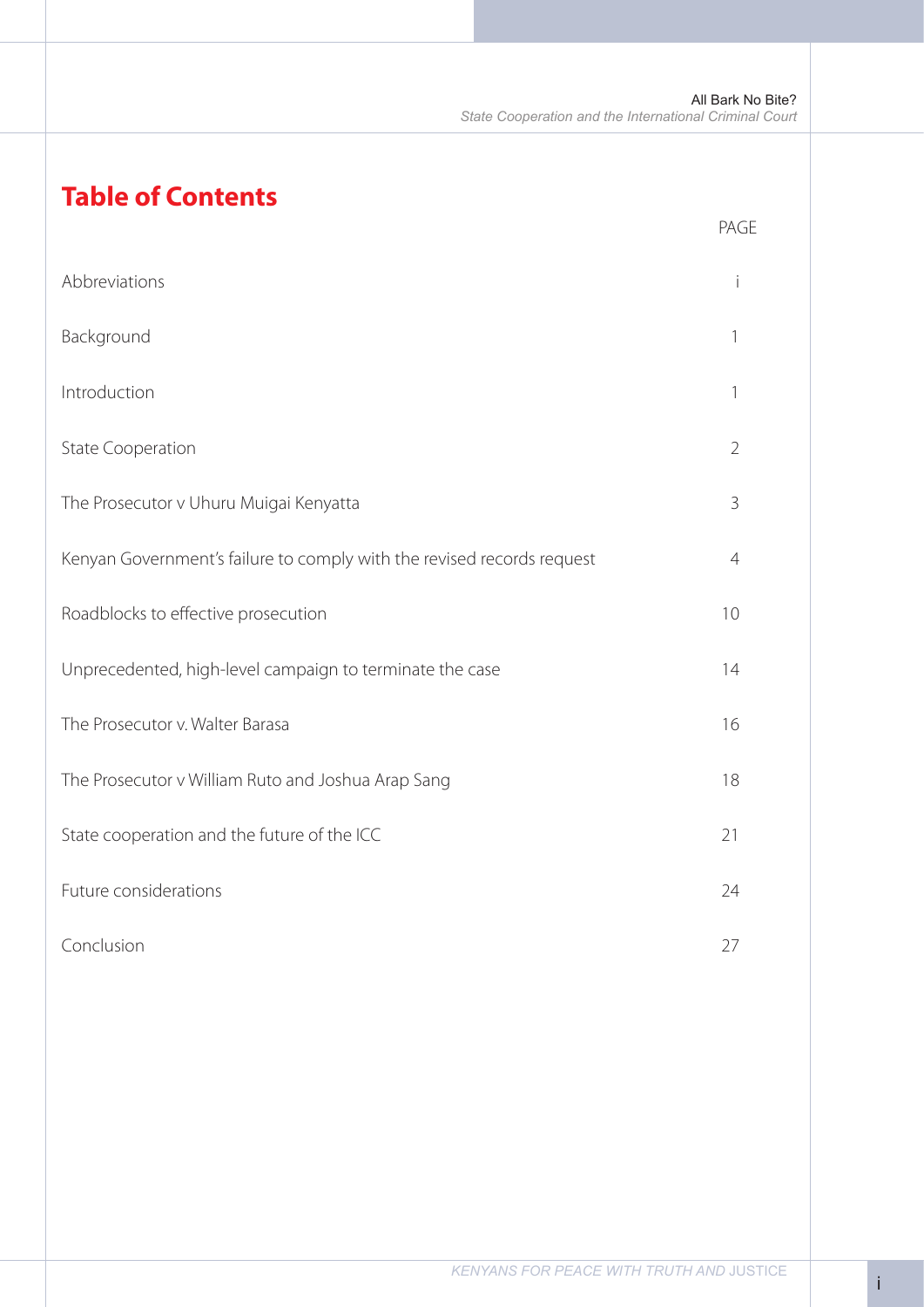# Table of Contents

| | PAGE |
|---|---|
| Abbreviations | i |
| Background | 1 |
| Introduction | 1 |
| State Cooperation | 2 |
| The Prosecutor v Uhuru Muigai Kenyatta | 3 |
| Kenyan Government's failure to comply with the revised records request | 4 |
| Roadblocks to effective prosecution | 10 |
| Unprecedented, high-level campaign to terminate the case | 14 |
| The Prosecutor v. Walter Barasa | 16 |
| The Prosecutor v William Ruto and Joshua Arap Sang | 18 |
| State cooperation and the future of the ICC | 21 |
| Future considerations | 24 |
| Conclusion | 27 |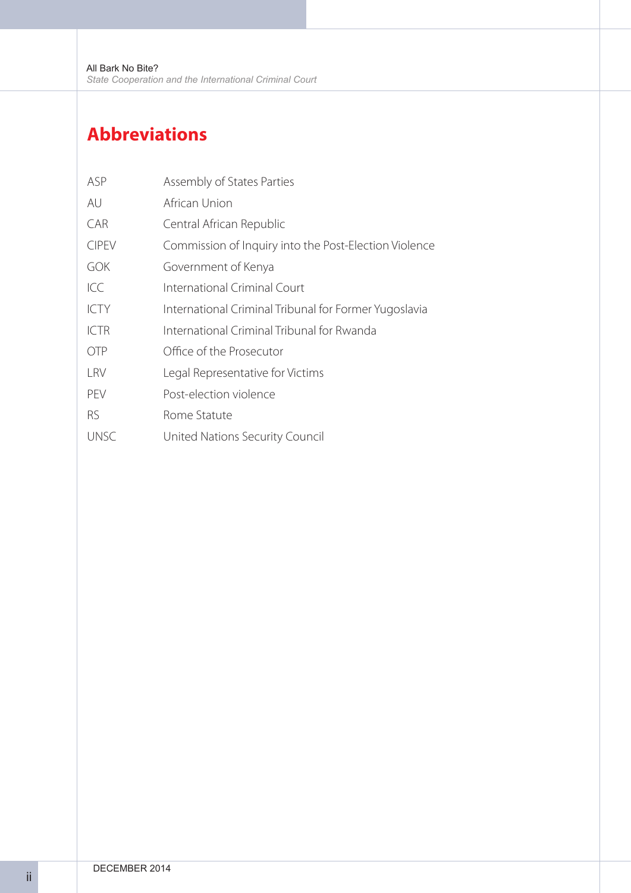## Abbreviations

| | |
|---|---|
| ASP | Assembly of States Parties |
| AU | African Union |
| CAR | Central African Republic |
| CIPEV | Commission of Inquiry into the Post-Election Violence |
| GOK | Government of Kenya |
| ICC | International Criminal Court |
| ICTY | International Criminal Tribunal for Former Yugoslavia |
| ICTR | International Criminal Tribunal for Rwanda |
| OTP | Office of the Prosecutor |
| LRV | Legal Representative for Victims |
| PEV | Post-election violence |
| RS | Rome Statute |
| UNSC | United Nations Security Council |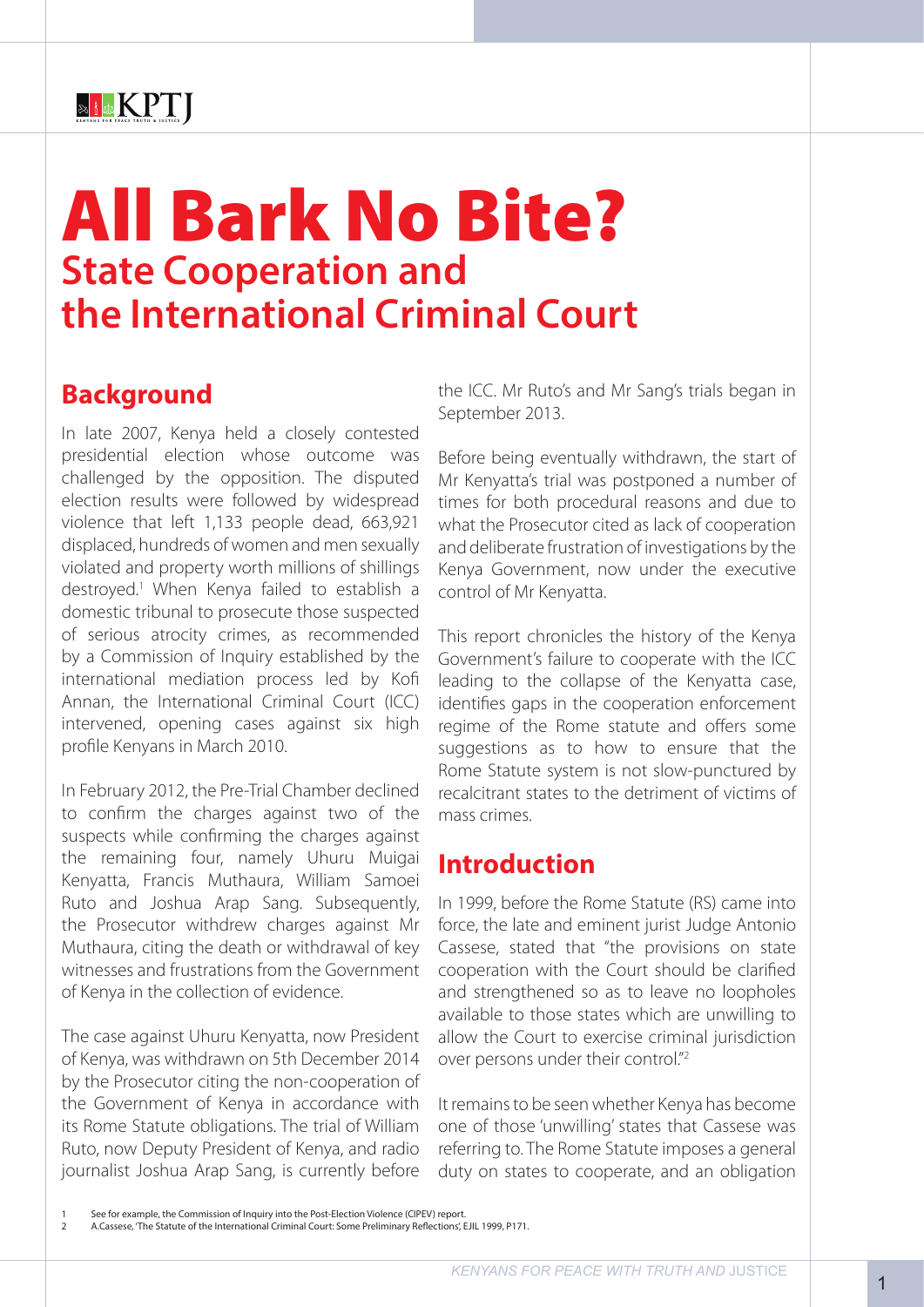# All Bark No Bite?

## State Cooperation and the International Criminal Court

## Background

In late 2007, Kenya held a closely contested presidential election whose outcome was challenged by the opposition. The disputed election results were followed by widespread violence that left 1,133 people dead, 663,921 displaced, hundreds of women and men sexually violated and property worth millions of shillings destroyed.[1] When Kenya failed to establish a domestic tribunal to prosecute those suspected of serious atrocity crimes, as recommended by a Commission of Inquiry established by the international mediation process led by Kofi Annan, the International Criminal Court (ICC) intervened, opening cases against six high profile Kenyans in March 2010.

In February 2012, the Pre-Trial Chamber declined to confirm the charges against two of the suspects while confirming the charges against the remaining four, namely Uhuru Muigai Kenyatta, Francis Muthaura, William Samoei Ruto and Joshua Arap Sang. Subsequently, the Prosecutor withdrew charges against Mr Muthaura, citing the death or withdrawal of key witnesses and frustrations from the Government of Kenya in the collection of evidence.

The case against Uhuru Kenyatta, now President of Kenya, was withdrawn on 5th December 2014 by the Prosecutor citing the non-cooperation of the Government of Kenya in accordance with its Rome Statute obligations. The trial of William Ruto, now Deputy President of Kenya, and radio journalist Joshua Arap Sang, is currently before the ICC. Mr Ruto's and Mr Sang's trials began in September 2013.

Before being eventually withdrawn, the start of Mr Kenyatta's trial was postponed a number of times for both procedural reasons and due to what the Prosecutor cited as lack of cooperation and deliberate frustration of investigations by the Kenya Government, now under the executive control of Mr Kenyatta.

This report chronicles the history of the Kenya Government's failure to cooperate with the ICC leading to the collapse of the Kenyatta case, identifies gaps in the cooperation enforcement regime of the Rome statute and offers some suggestions as to how to ensure that the Rome Statute system is not slow-punctured by recalcitrant states to the detriment of victims of mass crimes.

## Introduction

In 1999, before the Rome Statute (RS) came into force, the late and eminent jurist Judge Antonio Cassese, stated that "the provisions on state cooperation with the Court should be clarified and strengthened so as to leave no loopholes available to those states which are unwilling to allow the Court to exercise criminal jurisdiction over persons under their control."[2]

It remains to be seen whether Kenya has become one of those 'unwilling' states that Cassese was referring to. The Rome Statute imposes a general duty on states to cooperate, and an obligation

[1] See for example, the Commission of Inquiry into the Post-Election Violence (CIPEV) report.

[2] A.Cassese, 'The Statute of the International Criminal Court: Some Preliminary Reflections', EJIL 1999, P171.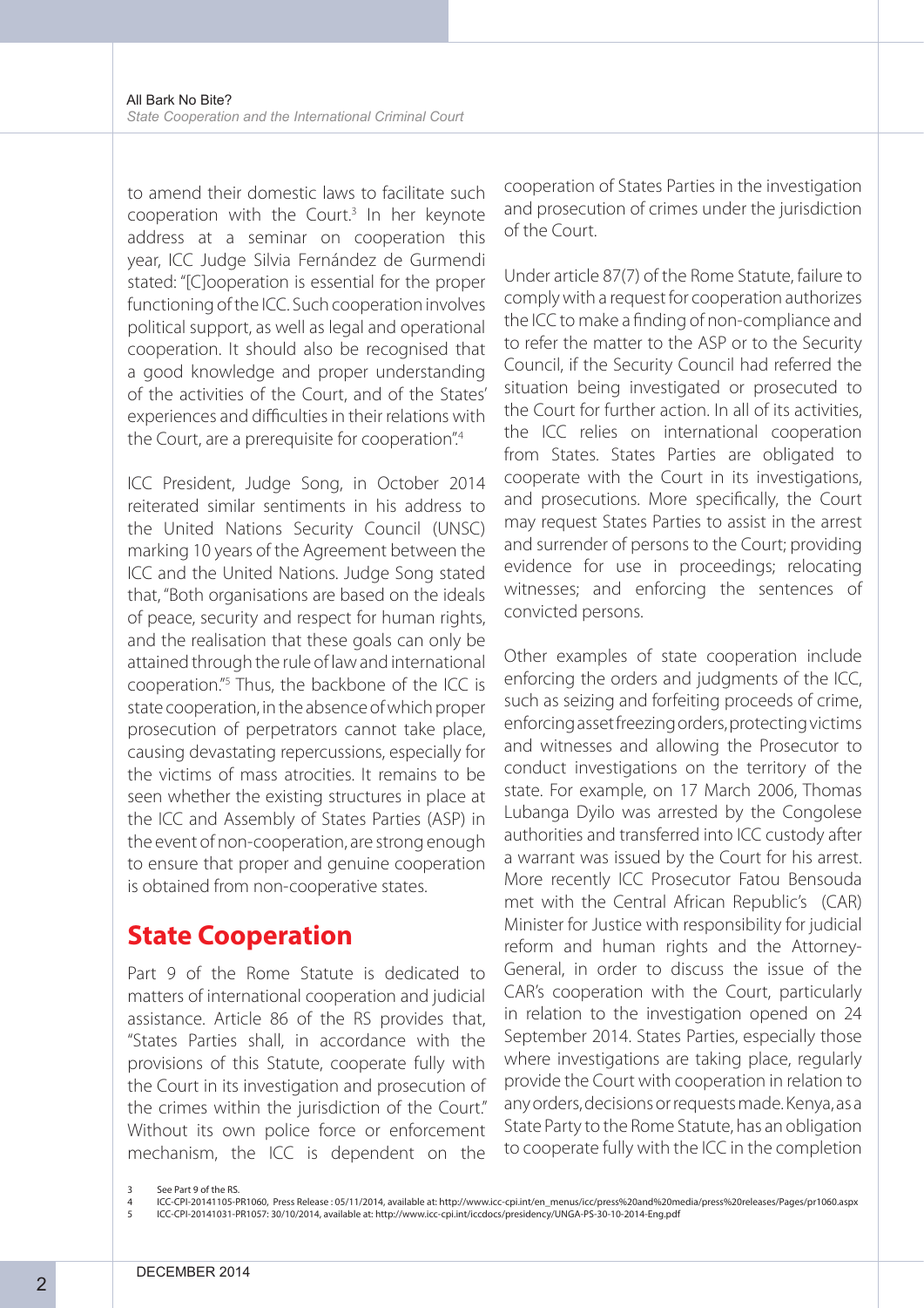to amend their domestic laws to facilitate such cooperation with the Court.[3] In her keynote address at a seminar on cooperation this year, ICC Judge Silvia Fernández de Gurmendi stated: "[C]ooperation is essential for the proper functioning of the ICC. Such cooperation involves political support, as well as legal and operational cooperation. It should also be recognised that a good knowledge and proper understanding of the activities of the Court, and of the States' experiences and difficulties in their relations with the Court, are a prerequisite for cooperation".[4]

ICC President, Judge Song, in October 2014 reiterated similar sentiments in his address to the United Nations Security Council (UNSC) marking 10 years of the Agreement between the ICC and the United Nations. Judge Song stated that, "Both organisations are based on the ideals of peace, security and respect for human rights, and the realisation that these goals can only be attained through the rule of law and international cooperation."[5] Thus, the backbone of the ICC is state cooperation, in the absence of which proper prosecution of perpetrators cannot take place, causing devastating repercussions, especially for the victims of mass atrocities. It remains to be seen whether the existing structures in place at the ICC and Assembly of States Parties (ASP) in the event of non-cooperation, are strong enough to ensure that proper and genuine cooperation is obtained from non-cooperative states.

## State Cooperation

Part 9 of the Rome Statute is dedicated to matters of international cooperation and judicial assistance. Article 86 of the RS provides that, "States Parties shall, in accordance with the provisions of this Statute, cooperate fully with the Court in its investigation and prosecution of the crimes within the jurisdiction of the Court." Without its own police force or enforcement mechanism, the ICC is dependent on the cooperation of States Parties in the investigation and prosecution of crimes under the jurisdiction of the Court.

Under article 87(7) of the Rome Statute, failure to comply with a request for cooperation authorizes the ICC to make a finding of non-compliance and to refer the matter to the ASP or to the Security Council, if the Security Council had referred the situation being investigated or prosecuted to the Court for further action. In all of its activities, the ICC relies on international cooperation from States. States Parties are obligated to cooperate with the Court in its investigations, and prosecutions. More specifically, the Court may request States Parties to assist in the arrest and surrender of persons to the Court; providing evidence for use in proceedings; relocating witnesses; and enforcing the sentences of convicted persons.

Other examples of state cooperation include enforcing the orders and judgments of the ICC, such as seizing and forfeiting proceeds of crime, enforcing asset freezing orders, protecting victims and witnesses and allowing the Prosecutor to conduct investigations on the territory of the state. For example, on 17 March 2006, Thomas Lubanga Dyilo was arrested by the Congolese authorities and transferred into ICC custody after a warrant was issued by the Court for his arrest. More recently ICC Prosecutor Fatou Bensouda met with the Central African Republic's (CAR) Minister for Justice with responsibility for judicial reform and human rights and the Attorney-General, in order to discuss the issue of the CAR's cooperation with the Court, particularly in relation to the investigation opened on 24 September 2014. States Parties, especially those where investigations are taking place, regularly provide the Court with cooperation in relation to any orders, decisions or requests made. Kenya, as a State Party to the Rome Statute, has an obligation to cooperate fully with the ICC in the completion

3 See Part 9 of the RS.
4 ICC-CPI-20141105-PR1060, Press Release : 05/11/2014, available at: http://www.icc-cpi.int/en_menus/icc/press%20and%20media/press%20releases/Pages/pr1060.aspx
5 ICC-CPI-20141031-PR1057: 30/10/2014, available at: http://www.icc-cpi.int/iccdocs/presidency/UNGA-PS-30-10-2014-Eng.pdf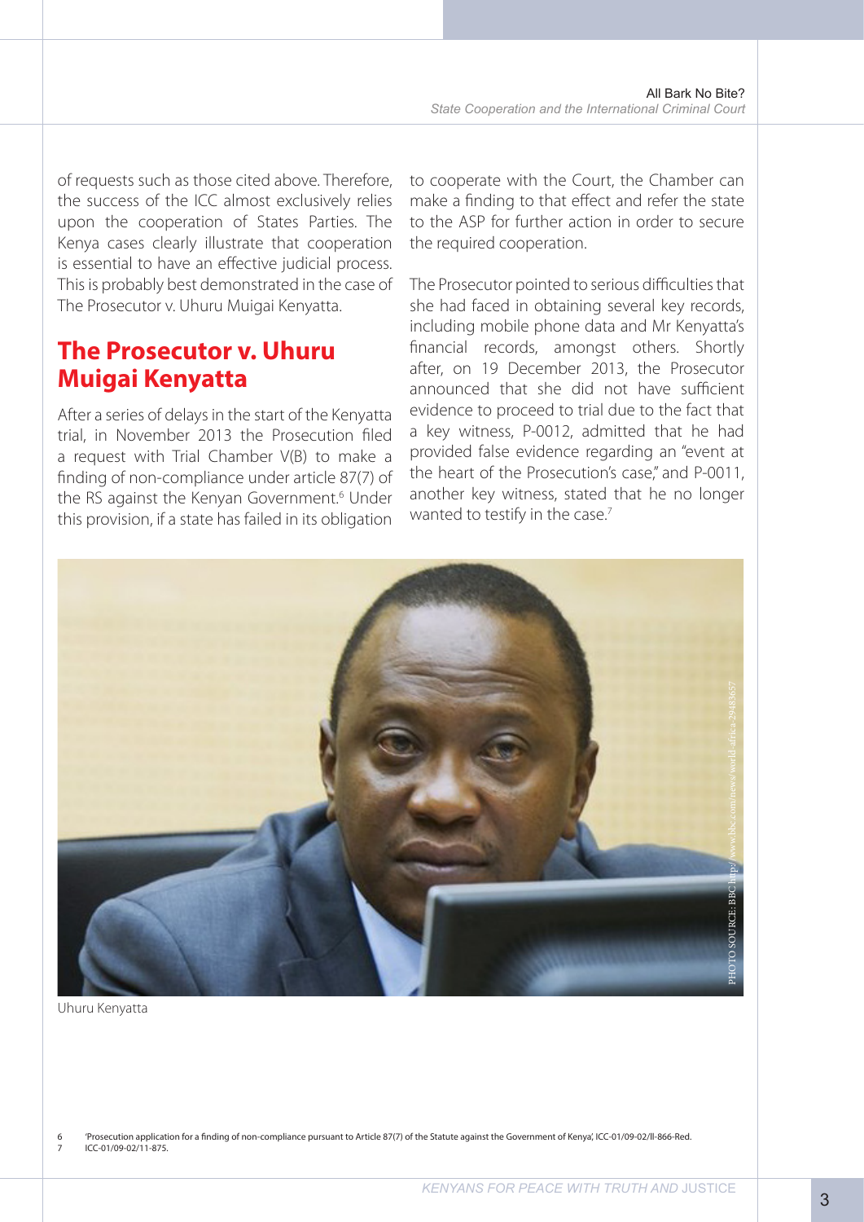of requests such as those cited above. Therefore, the success of the ICC almost exclusively relies upon the cooperation of States Parties. The Kenya cases clearly illustrate that cooperation is essential to have an effective judicial process. This is probably best demonstrated in the case of The Prosecutor v. Uhuru Muigai Kenyatta.

## The Prosecutor v. Uhuru Muigai Kenyatta

After a series of delays in the start of the Kenyatta trial, in November 2013 the Prosecution filed a request with Trial Chamber V(B) to make a finding of non-compliance under article 87(7) of the RS against the Kenyan Government.[6] Under this provision, if a state has failed in its obligation to cooperate with the Court, the Chamber can make a finding to that effect and refer the state to the ASP for further action in order to secure the required cooperation.

The Prosecutor pointed to serious difficulties that she had faced in obtaining several key records, including mobile phone data and Mr Kenyatta's financial records, amongst others. Shortly after, on 19 December 2013, the Prosecutor announced that she did not have sufficient evidence to proceed to trial due to the fact that a key witness, P-0012, admitted that he had provided false evidence regarding an "event at the heart of the Prosecution's case," and P-0011, another key witness, stated that he no longer wanted to testify in the case.[7]

Uhuru Kenyatta

6 'Prosecution application for a finding of non-compliance pursuant to Article 87(7) of the Statute against the Government of Kenya', ICC-01/09-02/II-866-Red.
7 ICC-01/09-02/11-875.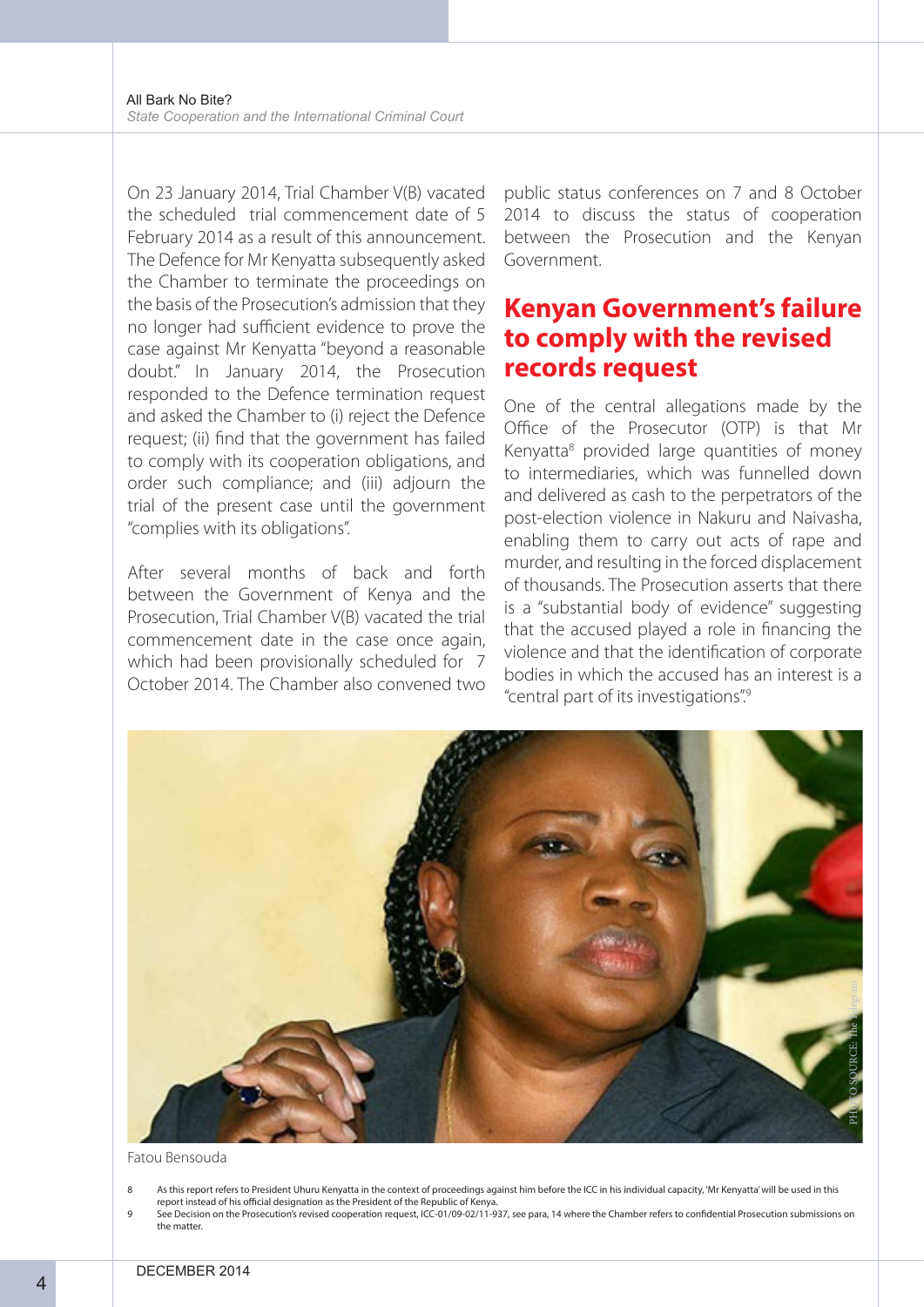On 23 January 2014, Trial Chamber V(B) vacated the scheduled trial commencement date of 5 February 2014 as a result of this announcement. The Defence for Mr Kenyatta subsequently asked the Chamber to terminate the proceedings on the basis of the Prosecution's admission that they no longer had sufficient evidence to prove the case against Mr Kenyatta "beyond a reasonable doubt." In January 2014, the Prosecution responded to the Defence termination request and asked the Chamber to (i) reject the Defence request; (ii) find that the government has failed to comply with its cooperation obligations, and order such compliance; and (iii) adjourn the trial of the present case until the government "complies with its obligations".

After several months of back and forth between the Government of Kenya and the Prosecution, Trial Chamber V(B) vacated the trial commencement date in the case once again, which had been provisionally scheduled for 7 October 2014. The Chamber also convened two public status conferences on 7 and 8 October 2014 to discuss the status of cooperation between the Prosecution and the Kenyan Government.

## Kenyan Government's failure to comply with the revised records request

One of the central allegations made by the Office of the Prosecutor (OTP) is that Mr Kenyatta[8] provided large quantities of money to intermediaries, which was funnelled down and delivered as cash to the perpetrators of the post-election violence in Nakuru and Naivasha, enabling them to carry out acts of rape and murder, and resulting in the forced displacement of thousands. The Prosecution asserts that there is a "substantial body of evidence" suggesting that the accused played a role in financing the violence and that the identification of corporate bodies in which the accused has an interest is a "central part of its investigations".[9]

Fatou Bensouda

PHOTO SOURCE: The Telegram

8 As this report refers to President Uhuru Kenyatta in the context of proceedings against him before the ICC in his individual capacity, 'Mr Kenyatta' will be used in this report instead of his official designation as the President of the Republic of Kenya.

9 See Decision on the Prosecution's revised cooperation request, ICC-01/09-02/11-937, see para, 14 where the Chamber refers to confidential Prosecution submissions on the matter.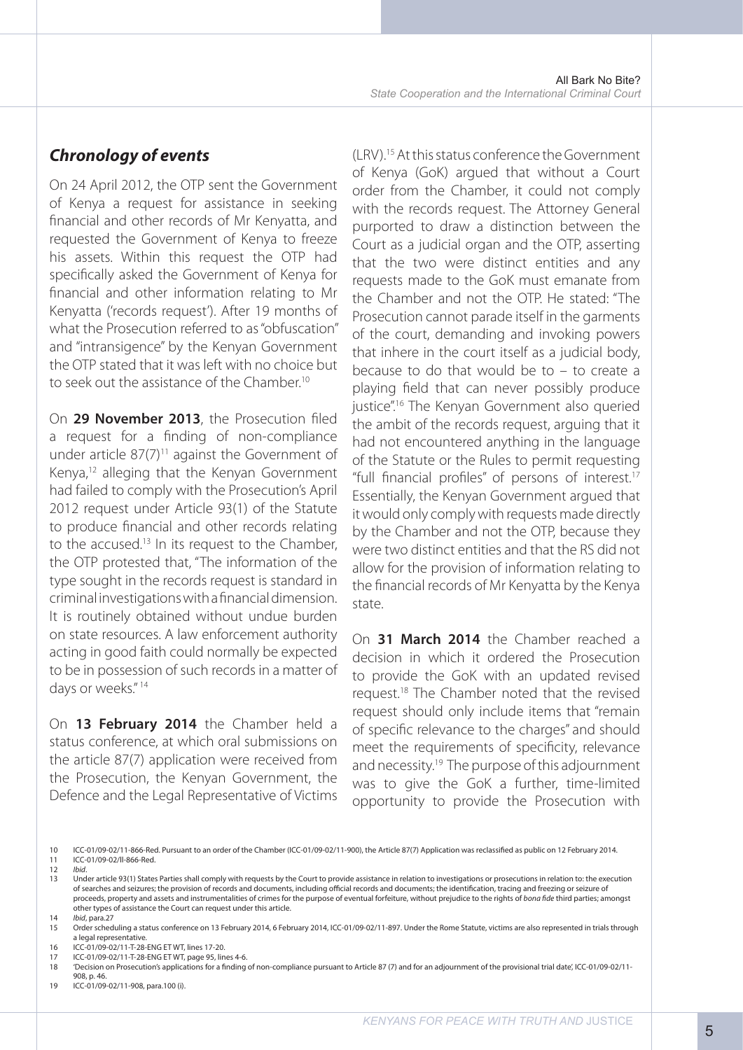### *Chronology of events*

On 24 April 2012, the OTP sent the Government of Kenya a request for assistance in seeking financial and other records of Mr Kenyatta, and requested the Government of Kenya to freeze his assets. Within this request the OTP had specifically asked the Government of Kenya for financial and other information relating to Mr Kenyatta ('records request'). After 19 months of what the Prosecution referred to as "obfuscation" and "intransigence" by the Kenyan Government the OTP stated that it was left with no choice but to seek out the assistance of the Chamber.[10]

On **29 November 2013**, the Prosecution filed a request for a finding of non-compliance under article 87(7)[11] against the Government of Kenya,[12] alleging that the Kenyan Government had failed to comply with the Prosecution's April 2012 request under Article 93(1) of the Statute to produce financial and other records relating to the accused.[13] In its request to the Chamber, the OTP protested that, "The information of the type sought in the records request is standard in criminal investigations with a financial dimension. It is routinely obtained without undue burden on state resources. A law enforcement authority acting in good faith could normally be expected to be in possession of such records in a matter of days or weeks." [14]

On **13 February 2014** the Chamber held a status conference, at which oral submissions on the article 87(7) application were received from the Prosecution, the Kenyan Government, the Defence and the Legal Representative of Victims (LRV).[15] At this status conference the Government of Kenya (GoK) argued that without a Court order from the Chamber, it could not comply with the records request. The Attorney General purported to draw a distinction between the Court as a judicial organ and the OTP, asserting that the two were distinct entities and any requests made to the GoK must emanate from the Chamber and not the OTP. He stated: "The Prosecution cannot parade itself in the garments of the court, demanding and invoking powers that inhere in the court itself as a judicial body, because to do that would be to – to create a playing field that can never possibly produce justice".[16] The Kenyan Government also queried the ambit of the records request, arguing that it had not encountered anything in the language of the Statute or the Rules to permit requesting "full financial profiles" of persons of interest.[17] Essentially, the Kenyan Government argued that it would only comply with requests made directly by the Chamber and not the OTP, because they were two distinct entities and that the RS did not allow for the provision of information relating to the financial records of Mr Kenyatta by the Kenya state.

On **31 March 2014** the Chamber reached a decision in which it ordered the Prosecution to provide the GoK with an updated revised request.[18] The Chamber noted that the revised request should only include items that "remain of specific relevance to the charges" and should meet the requirements of specificity, relevance and necessity.[19] The purpose of this adjournment was to give the GoK a further, time-limited opportunity to provide the Prosecution with

---

10 ICC-01/09-02/11-866-Red. Pursuant to an order of the Chamber (ICC-01/09-02/11-900), the Article 87(7) Application was reclassified as public on 12 February 2014.

11 ICC-01/09-02/ll-866-Red.

12 *Ibid*.

13 Under article 93(1) States Parties shall comply with requests by the Court to provide assistance in relation to investigations or prosecutions in relation to: the execution of searches and seizures; the provision of records and documents, including official records and documents; the identification, tracing and freezing or seizure of proceeds, property and assets and instrumentalities of crimes for the purpose of eventual forfeiture, without prejudice to the rights of *bona fide* third parties; amongst other types of assistance the Court can request under this article.

14 *Ibid*, para.27

15 Order scheduling a status conference on 13 February 2014, 6 February 2014, ICC-01/09-02/11-897. Under the Rome Statute, victims are also represented in trials through a legal representative.

16 ICC-01/09-02/11-T-28-ENG ET WT, lines 17-20.

17 ICC-01/09-02/11-T-28-ENG ET WT, page 95, lines 4-6.

18 'Decision on Prosecution's applications for a finding of non-compliance pursuant to Article 87 (7) and for an adjournment of the provisional trial date', ICC-01/09-02/11-908, p. 46.

19 ICC-01/09-02/11-908, para.100 (i).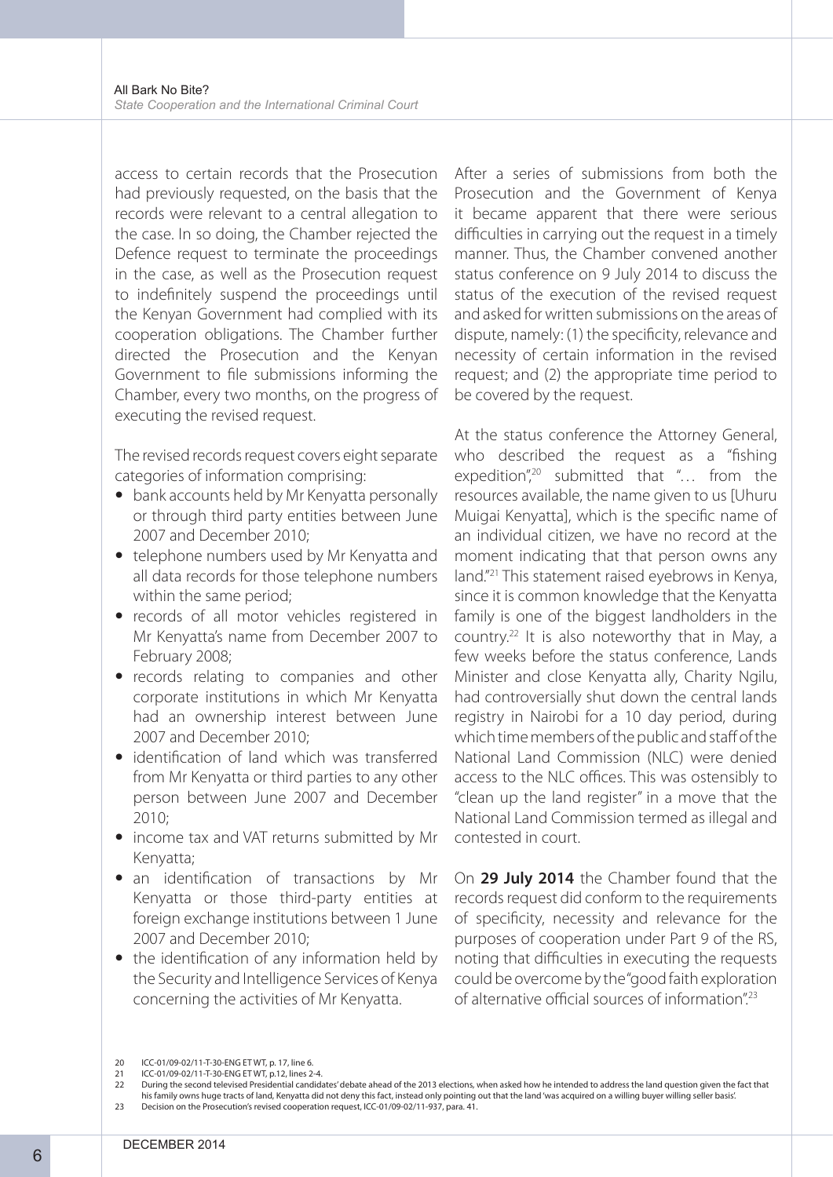access to certain records that the Prosecution had previously requested, on the basis that the records were relevant to a central allegation to the case. In so doing, the Chamber rejected the Defence request to terminate the proceedings in the case, as well as the Prosecution request to indefinitely suspend the proceedings until the Kenyan Government had complied with its cooperation obligations. The Chamber further directed the Prosecution and the Kenyan Government to file submissions informing the Chamber, every two months, on the progress of executing the revised request.

The revised records request covers eight separate categories of information comprising:

- bank accounts held by Mr Kenyatta personally or through third party entities between June 2007 and December 2010;
- telephone numbers used by Mr Kenyatta and all data records for those telephone numbers within the same period;
- records of all motor vehicles registered in Mr Kenyatta's name from December 2007 to February 2008;
- records relating to companies and other corporate institutions in which Mr Kenyatta had an ownership interest between June 2007 and December 2010;
- identification of land which was transferred from Mr Kenyatta or third parties to any other person between June 2007 and December 2010;
- income tax and VAT returns submitted by Mr Kenyatta;
- an identification of transactions by Mr Kenyatta or those third-party entities at foreign exchange institutions between 1 June 2007 and December 2010;
- the identification of any information held by the Security and Intelligence Services of Kenya concerning the activities of Mr Kenyatta.

After a series of submissions from both the Prosecution and the Government of Kenya it became apparent that there were serious difficulties in carrying out the request in a timely manner. Thus, the Chamber convened another status conference on 9 July 2014 to discuss the status of the execution of the revised request and asked for written submissions on the areas of dispute, namely: (1) the specificity, relevance and necessity of certain information in the revised request; and (2) the appropriate time period to be covered by the request.

At the status conference the Attorney General, who described the request as a "fishing expedition",[20] submitted that "… from the resources available, the name given to us [Uhuru Muigai Kenyatta], which is the specific name of an individual citizen, we have no record at the moment indicating that that person owns any land."[21] This statement raised eyebrows in Kenya, since it is common knowledge that the Kenyatta family is one of the biggest landholders in the country.[22] It is also noteworthy that in May, a few weeks before the status conference, Lands Minister and close Kenyatta ally, Charity Ngilu, had controversially shut down the central lands registry in Nairobi for a 10 day period, during which time members of the public and staff of the National Land Commission (NLC) were denied access to the NLC offices. This was ostensibly to "clean up the land register" in a move that the National Land Commission termed as illegal and contested in court.

On **29 July 2014** the Chamber found that the records request did conform to the requirements of specificity, necessity and relevance for the purposes of cooperation under Part 9 of the RS, noting that difficulties in executing the requests could be overcome by the "good faith exploration of alternative official sources of information".[23]

20 ICC-01/09-02/11-T-30-ENG ET WT, p. 17, line 6.

21 ICC-01/09-02/11-T-30-ENG ET WT, p.12, lines 2-4.

22 During the second televised Presidential candidates' debate ahead of the 2013 elections, when asked how he intended to address the land question given the fact that his family owns huge tracts of land, Kenyatta did not deny this fact, instead only pointing out that the land 'was acquired on a willing buyer willing seller basis'.

23 Decision on the Prosecution's revised cooperation request, ICC-01/09-02/11-937, para. 41.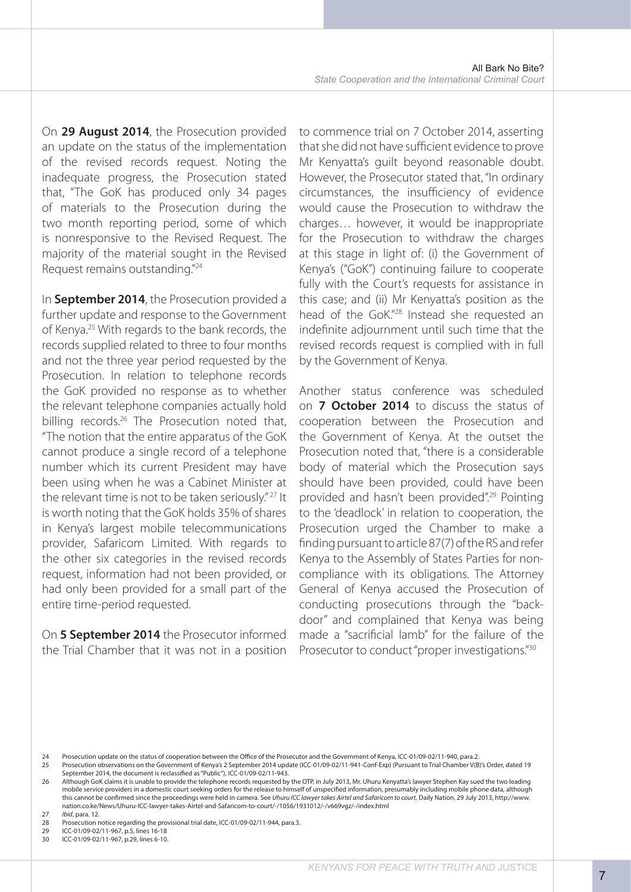On **29 August 2014**, the Prosecution provided an update on the status of the implementation of the revised records request. Noting the inadequate progress, the Prosecution stated that, "The GoK has produced only 34 pages of materials to the Prosecution during the two month reporting period, some of which is nonresponsive to the Revised Request. The majority of the material sought in the Revised Request remains outstanding."[24]

In **September 2014**, the Prosecution provided a further update and response to the Government of Kenya.[25] With regards to the bank records, the records supplied related to three to four months and not the three year period requested by the Prosecution. In relation to telephone records the GoK provided no response as to whether the relevant telephone companies actually hold billing records.[26] The Prosecution noted that, "The notion that the entire apparatus of the GoK cannot produce a single record of a telephone number which its current President may have been using when he was a Cabinet Minister at the relevant time is not to be taken seriously."[27] It is worth noting that the GoK holds 35% of shares in Kenya's largest mobile telecommunications provider, Safaricom Limited. With regards to the other six categories in the revised records request, information had not been provided, or had only been provided for a small part of the entire time-period requested.

On **5 September 2014** the Prosecutor informed the Trial Chamber that it was not in a position to commence trial on 7 October 2014, asserting that she did not have sufficient evidence to prove Mr Kenyatta's guilt beyond reasonable doubt. However, the Prosecutor stated that, "In ordinary circumstances, the insufficiency of evidence would cause the Prosecution to withdraw the charges… however, it would be inappropriate for the Prosecution to withdraw the charges at this stage in light of: (i) the Government of Kenya's ("GoK") continuing failure to cooperate fully with the Court's requests for assistance in this case; and (ii) Mr Kenyatta's position as the head of the GoK."[28] Instead she requested an indefinite adjournment until such time that the revised records request is complied with in full by the Government of Kenya.

Another status conference was scheduled on **7 October 2014** to discuss the status of cooperation between the Prosecution and the Government of Kenya. At the outset the Prosecution noted that, "there is a considerable body of material which the Prosecution says should have been provided, could have been provided and hasn't been provided".[29] Pointing to the 'deadlock' in relation to cooperation, the Prosecution urged the Chamber to make a finding pursuant to article 87(7) of the RS and refer Kenya to the Assembly of States Parties for non-compliance with its obligations. The Attorney General of Kenya accused the Prosecution of conducting prosecutions through the "back-door" and complained that Kenya was being made a "sacrificial lamb" for the failure of the Prosecutor to conduct "proper investigations."[30]

---

24 Prosecution update on the status of cooperation between the Office of the Prosecutor and the Government of Kenya, ICC-01/09-02/11-940, para.2.

25 Prosecution observations on the Government of Kenya's 2 September 2014 update (ICC-01/09-02/11-941-Conf-Exp) (Pursuant to Trial Chamber V(B)'s Order, dated 19 September 2014, the document is reclassified as "Public"), ICC-01/09-02/11-943.

26 Although GoK claims it is unable to provide the telephone records requested by the OTP, in July 2013, Mr. Uhuru Kenyatta's lawyer Stephen Kay sued the two leading mobile service providers in a domestic court seeking orders for the release to himself of unspecified information, presumably including mobile phone data, although this cannot be confirmed since the proceedings were held in camera. See *Uhuru ICC lawyer takes Airtel and Safaricom to court*, Daily Nation, 29 July 2013, http://www.nation.co.ke/News/Uhuru-ICC-lawyer-takes-Airtel-and-Safaricom-to-court/-/1056/1931012/-/v669vgz/-/index.html

27 *Ibid*, para. 12.

28 Prosecution notice regarding the provisional trial date, ICC-01/09-02/11-944, para.3.

29 ICC-01/09-02/11-967, p.5, lines 16-18

30 ICC-01/09-02/11-967, p.29, lines 6-10.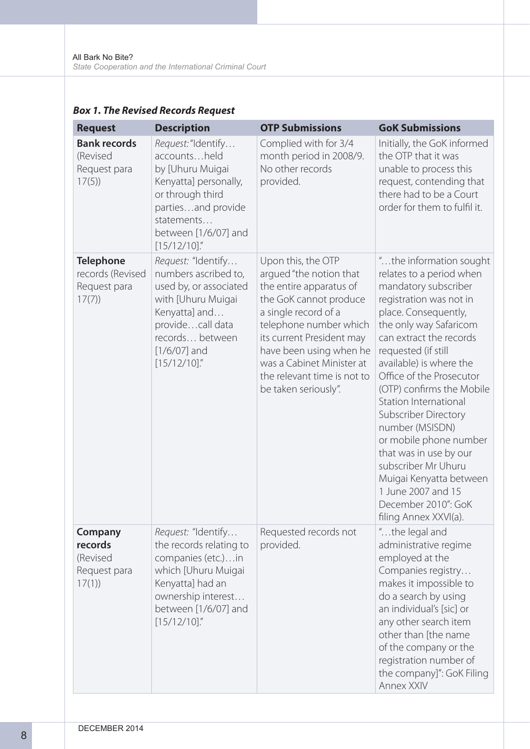***Box 1. The Revised Records Request***

| Request | Description | OTP Submissions | GoK Submissions |
|---|---|---|---|
| **Bank records** (Revised Request para 17(5)) | *Request:* "Identify…accounts…held by [Uhuru Muigai Kenyatta] personally, or through third parties…and provide statements…between [1/6/07] and [15/12/10]." | Complied with for 3/4 month period in 2008/9. No other records provided. | Initially, the GoK informed the OTP that it was unable to process this request, contending that there had to be a Court order for them to fulfil it. |
| **Telephone** records (Revised Request para 17(7)) | *Request:* "Identify…numbers ascribed to, used by, or associated with [Uhuru Muigai Kenyatta] and…provide…call data records… between [1/6/07] and [15/12/10]." | Upon this, the OTP argued "the notion that the entire apparatus of the GoK cannot produce a single record of a telephone number which its current President may have been using when he was a Cabinet Minister at the relevant time is not to be taken seriously". | "…the information sought relates to a period when mandatory subscriber registration was not in place. Consequently, the only way Safaricom can extract the records requested (if still available) is where the Office of the Prosecutor (OTP) confirms the Mobile Station International Subscriber Directory number (MSISDN) or mobile phone number that was in use by our subscriber Mr Uhuru Muigai Kenyatta between 1 June 2007 and 15 December 2010": GoK filing Annex XXVI(a). |
| **Company records** (Revised Request para 17(1)) | *Request:* "Identify…the records relating to companies (etc.)…in which [Uhuru Muigai Kenyatta] had an ownership interest…between [1/6/07] and [15/12/10]." | Requested records not provided. | "…the legal and administrative regime employed at the Companies registry…makes it impossible to do a search by using an individual's [sic] or any other search item other than [the name of the company or the registration number of the company]": GoK Filing Annex XXIV |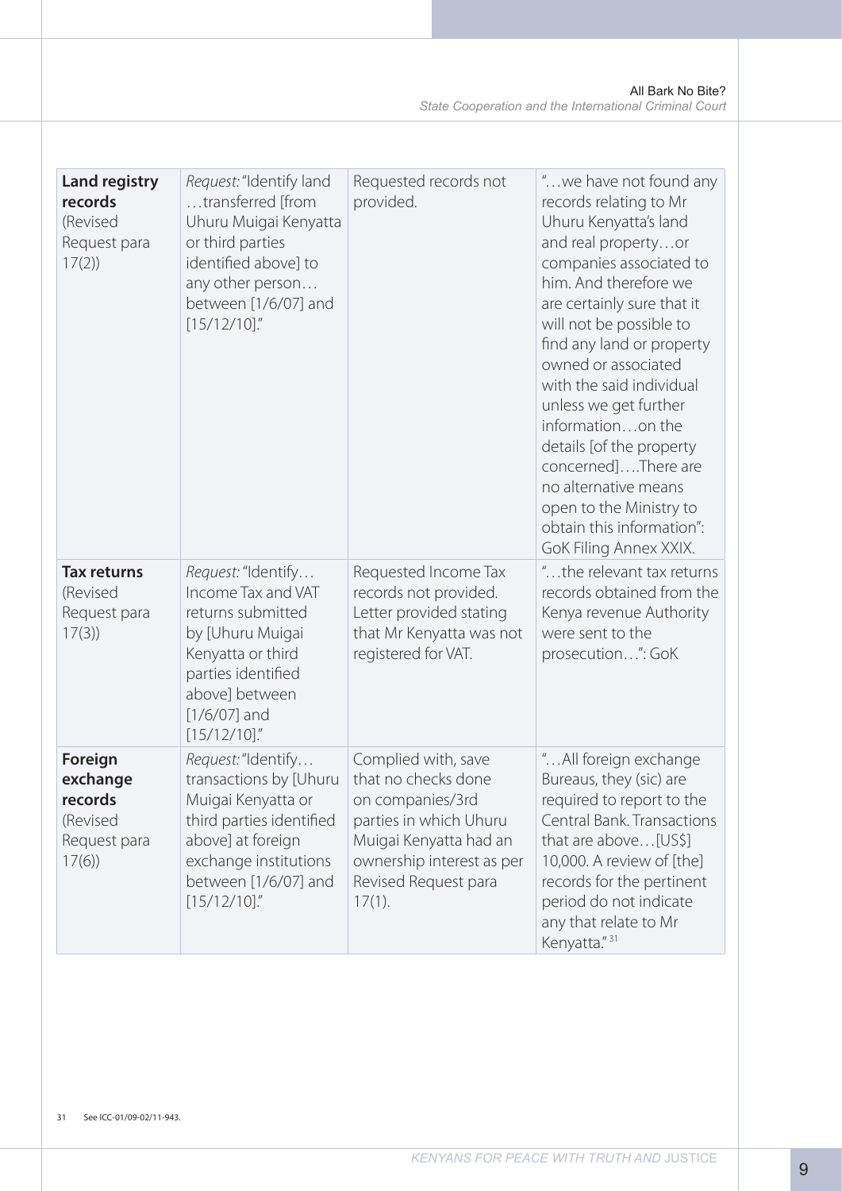| **Land registry records** (Revised Request para 17(2)) | *Request:* "Identify land …transferred [from Uhuru Muigai Kenyatta or third parties identified above] to any other person… between [1/6/07] and [15/12/10]." | Requested records not provided. | "…we have not found any records relating to Mr Uhuru Kenyatta's land and real property…or companies associated to him. And therefore we are certainly sure that it will not be possible to find any land or property owned or associated with the said individual unless we get further information…on the details [of the property concerned]….There are no alternative means open to the Ministry to obtain this information": GoK Filing Annex XXIX. |
|---|---|---|---|
| **Tax returns** (Revised Request para 17(3)) | *Request:* "Identify… Income Tax and VAT returns submitted by [Uhuru Muigai Kenyatta or third parties identified above] between [1/6/07] and [15/12/10]." | Requested Income Tax records not provided. Letter provided stating that Mr Kenyatta was not registered for VAT. | "…the relevant tax returns records obtained from the Kenya revenue Authority were sent to the prosecution…": GoK |
| **Foreign exchange records** (Revised Request para 17(6)) | *Request:* "Identify… transactions by [Uhuru Muigai Kenyatta or third parties identified above] at foreign exchange institutions between [1/6/07] and [15/12/10]." | Complied with, save that no checks done on companies/3rd parties in which Uhuru Muigai Kenyatta had an ownership interest as per Revised Request para 17(1). | "…All foreign exchange Bureaus, they (sic) are required to report to the Central Bank. Transactions that are above…[US$] 10,000. A review of [the] records for the pertinent period do not indicate any that relate to Mr Kenyatta."[31] |

31 See ICC-01/09-02/11-943.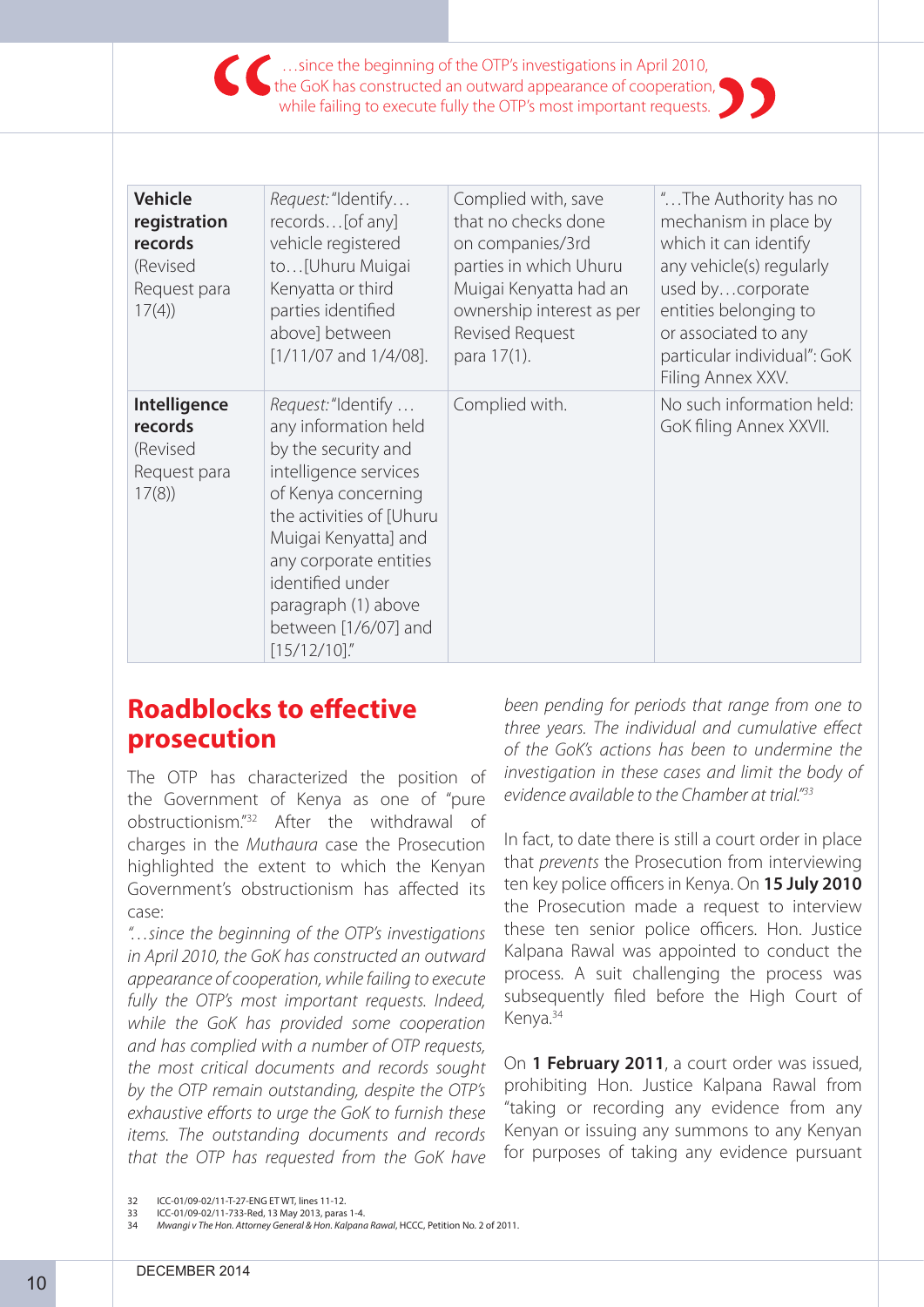> "…since the beginning of the OTP's investigations in April 2010, the GoK has constructed an outward appearance of cooperation, while failing to execute fully the OTP's most important requests."

| | | | |
|---|---|---|---|
| **Vehicle registration records** (Revised Request para 17(4)) | *Request:* "Identify…records…[of any] vehicle registered to…[Uhuru Muigai Kenyatta or third parties identified above] between [1/11/07 and 1/4/08]. | Complied with, save that no checks done on companies/3rd parties in which Uhuru Muigai Kenyatta had an ownership interest as per Revised Request para 17(1). | "…The Authority has no mechanism in place by which it can identify any vehicle(s) regularly used by…corporate entities belonging to or associated to any particular individual": GoK Filing Annex XXV. |
| **Intelligence records** (Revised Request para 17(8)) | *Request:* "Identify … any information held by the security and intelligence services of Kenya concerning the activities of [Uhuru Muigai Kenyatta] and any corporate entities identified under paragraph (1) above between [1/6/07] and [15/12/10]." | Complied with. | No such information held: GoK filing Annex XXVII. |

## Roadblocks to effective prosecution

The OTP has characterized the position of the Government of Kenya as one of "pure obstructionism."[32] After the withdrawal of charges in the *Muthaura* case the Prosecution highlighted the extent to which the Kenyan Government's obstructionism has affected its case:

*"…since the beginning of the OTP's investigations in April 2010, the GoK has constructed an outward appearance of cooperation, while failing to execute fully the OTP's most important requests. Indeed, while the GoK has provided some cooperation and has complied with a number of OTP requests, the most critical documents and records sought by the OTP remain outstanding, despite the OTP's exhaustive efforts to urge the GoK to furnish these items. The outstanding documents and records that the OTP has requested from the GoK have been pending for periods that range from one to three years. The individual and cumulative effect of the GoK's actions has been to undermine the investigation in these cases and limit the body of evidence available to the Chamber at trial."*[33]

In fact, to date there is still a court order in place that *prevents* the Prosecution from interviewing ten key police officers in Kenya. On **15 July 2010** the Prosecution made a request to interview these ten senior police officers. Hon. Justice Kalpana Rawal was appointed to conduct the process. A suit challenging the process was subsequently filed before the High Court of Kenya.[34]

On **1 February 2011**, a court order was issued, prohibiting Hon. Justice Kalpana Rawal from "taking or recording any evidence from any Kenyan or issuing any summons to any Kenyan for purposes of taking any evidence pursuant

32 ICC-01/09-02/11-T-27-ENG ET WT, lines 11-12.
33 ICC-01/09-02/11-733-Red, 13 May 2013, paras 1-4.
34 *Mwangi v The Hon. Attorney General & Hon. Kalpana Rawal*, HCCC, Petition No. 2 of 2011.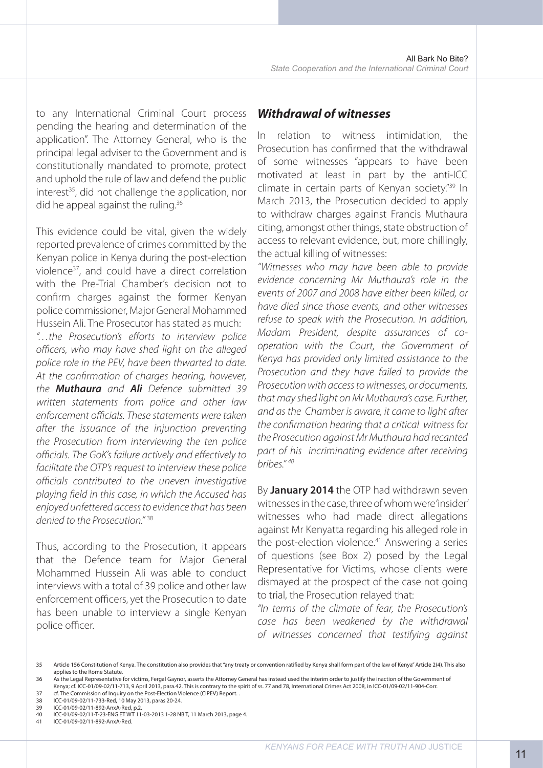to any International Criminal Court process pending the hearing and determination of the application". The Attorney General, who is the principal legal adviser to the Government and is constitutionally mandated to promote, protect and uphold the rule of law and defend the public interest[35], did not challenge the application, nor did he appeal against the ruling.[36]

This evidence could be vital, given the widely reported prevalence of crimes committed by the Kenyan police in Kenya during the post-election violence[37], and could have a direct correlation with the Pre-Trial Chamber's decision not to confirm charges against the former Kenyan police commissioner, Major General Mohammed Hussein Ali. The Prosecutor has stated as much:

*"…the Prosecution's efforts to interview police officers, who may have shed light on the alleged police role in the PEV, have been thwarted to date. At the confirmation of charges hearing, however, the **Muthaura** and **Ali** Defence submitted 39 written statements from police and other law enforcement officials. These statements were taken after the issuance of the injunction preventing the Prosecution from interviewing the ten police officials. The GoK's failure actively and effectively to facilitate the OTP's request to interview these police officials contributed to the uneven investigative playing field in this case, in which the Accused has enjoyed unfettered access to evidence that has been denied to the Prosecution."* [38]

Thus, according to the Prosecution, it appears that the Defence team for Major General Mohammed Hussein Ali was able to conduct interviews with a total of 39 police and other law enforcement officers, yet the Prosecution to date has been unable to interview a single Kenyan police officer.

## *Withdrawal of witnesses*

In relation to witness intimidation, the Prosecution has confirmed that the withdrawal of some witnesses "appears to have been motivated at least in part by the anti-ICC climate in certain parts of Kenyan society."[39] In March 2013, the Prosecution decided to apply to withdraw charges against Francis Muthaura citing, amongst other things, state obstruction of access to relevant evidence, but, more chillingly, the actual killing of witnesses:

*"Witnesses who may have been able to provide evidence concerning Mr Muthaura's role in the events of 2007 and 2008 have either been killed, or have died since those events, and other witnesses refuse to speak with the Prosecution. In addition, Madam President, despite assurances of co-operation with the Court, the Government of Kenya has provided only limited assistance to the Prosecution and they have failed to provide the Prosecution with access to witnesses, or documents, that may shed light on Mr Muthaura's case. Further, and as the Chamber is aware, it came to light after the confirmation hearing that a critical witness for the Prosecution against Mr Muthaura had recanted part of his incriminating evidence after receiving bribes."* [40]

By **January 2014** the OTP had withdrawn seven witnesses in the case, three of whom were 'insider' witnesses who had made direct allegations against Mr Kenyatta regarding his alleged role in the post-election violence.[41] Answering a series of questions (see Box 2) posed by the Legal Representative for Victims, whose clients were dismayed at the prospect of the case not going to trial, the Prosecution relayed that:

*"In terms of the climate of fear, the Prosecution's case has been weakened by the withdrawal of witnesses concerned that testifying against*

35 Article 156 Constitution of Kenya. The constitution also provides that "any treaty or convention ratified by Kenya shall form part of the law of Kenya" Article 2(4). This also applies to the Rome Statute.

36 As the Legal Representative for victims, Fergal Gaynor, asserts the Attorney General has instead used the interim order to justify the inaction of the Government of Kenya; cf. ICC-01/09-02/11-713, 9 April 2013, para.42. This is contrary to the spirit of ss. 77 and 78, International Crimes Act 2008, in ICC-01/09-02/11-904-Corr.

37 cf. The Commission of Inquiry on the Post-Election Violence (CIPEV) Report. .

38 ICC-01/09-02/11-733-Red, 10 May 2013, paras 20-24.

39 ICC-01/09-02/11-892-AnxA-Red, p.2.

40 ICC-01/09-02/11-T-23-ENG ET WT 11-03-2013 1-28 NB T, 11 March 2013, page 4.

41 ICC-01/09-02/11-892-AnxA-Red.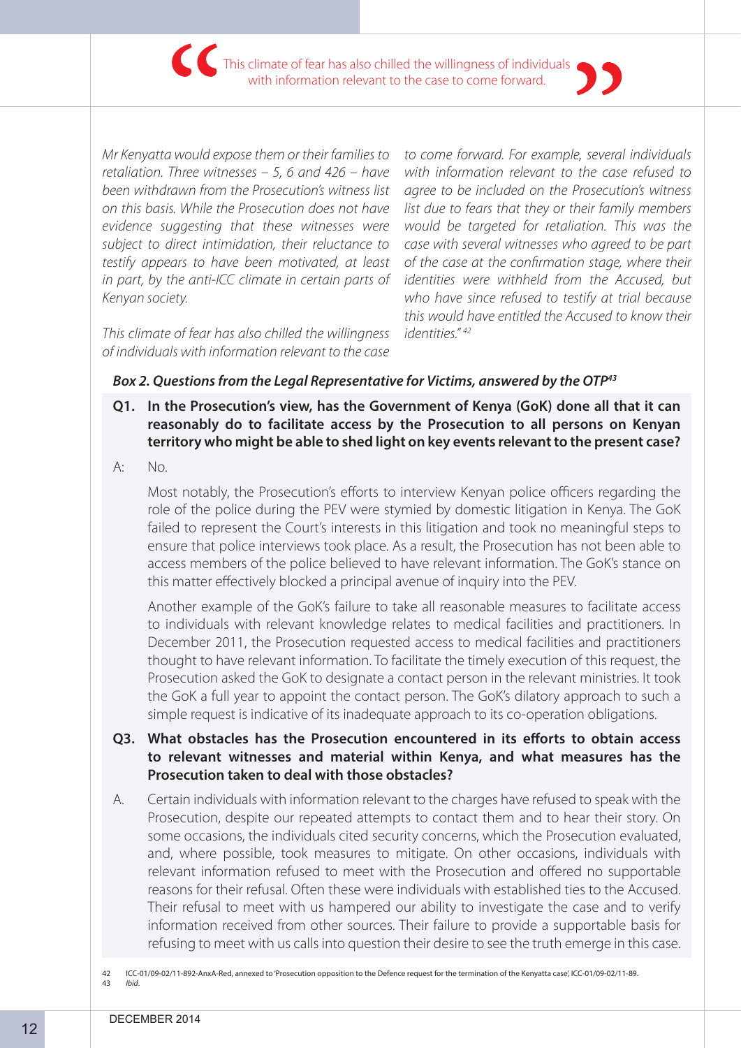> This climate of fear has also chilled the willingness of individuals with information relevant to the case to come forward.

*Mr Kenyatta would expose them or their families to retaliation. Three witnesses – 5, 6 and 426 – have been withdrawn from the Prosecution's witness list on this basis. While the Prosecution does not have evidence suggesting that these witnesses were subject to direct intimidation, their reluctance to testify appears to have been motivated, at least in part, by the anti-ICC climate in certain parts of Kenyan society.*

*This climate of fear has also chilled the willingness of individuals with information relevant to the case to come forward. For example, several individuals with information relevant to the case refused to agree to be included on the Prosecution's witness list due to fears that they or their family members would be targeted for retaliation. This was the case with several witnesses who agreed to be part of the case at the confirmation stage, where their identities were withheld from the Accused, but who have since refused to testify at trial because this would have entitled the Accused to know their identities."*[42]

***Box 2. Questions from the Legal Representative for Victims, answered by the OTP***[43]

**Q1. In the Prosecution's view, has the Government of Kenya (GoK) done all that it can reasonably do to facilitate access by the Prosecution to all persons on Kenyan territory who might be able to shed light on key events relevant to the present case?**

A: No.

Most notably, the Prosecution's efforts to interview Kenyan police officers regarding the role of the police during the PEV were stymied by domestic litigation in Kenya. The GoK failed to represent the Court's interests in this litigation and took no meaningful steps to ensure that police interviews took place. As a result, the Prosecution has not been able to access members of the police believed to have relevant information. The GoK's stance on this matter effectively blocked a principal avenue of inquiry into the PEV.

Another example of the GoK's failure to take all reasonable measures to facilitate access to individuals with relevant knowledge relates to medical facilities and practitioners. In December 2011, the Prosecution requested access to medical facilities and practitioners thought to have relevant information. To facilitate the timely execution of this request, the Prosecution asked the GoK to designate a contact person in the relevant ministries. It took the GoK a full year to appoint the contact person. The GoK's dilatory approach to such a simple request is indicative of its inadequate approach to its co-operation obligations.

**Q3. What obstacles has the Prosecution encountered in its efforts to obtain access to relevant witnesses and material within Kenya, and what measures has the Prosecution taken to deal with those obstacles?**

A. Certain individuals with information relevant to the charges have refused to speak with the Prosecution, despite our repeated attempts to contact them and to hear their story. On some occasions, the individuals cited security concerns, which the Prosecution evaluated, and, where possible, took measures to mitigate. On other occasions, individuals with relevant information refused to meet with the Prosecution and offered no supportable reasons for their refusal. Often these were individuals with established ties to the Accused. Their refusal to meet with us hampered our ability to investigate the case and to verify information received from other sources. Their failure to provide a supportable basis for refusing to meet with us calls into question their desire to see the truth emerge in this case.

---

42 ICC-01/09-02/11-892-AnxA-Red, annexed to 'Prosecution opposition to the Defence request for the termination of the Kenyatta case', ICC-01/09-02/11-89.
43 *Ibid*.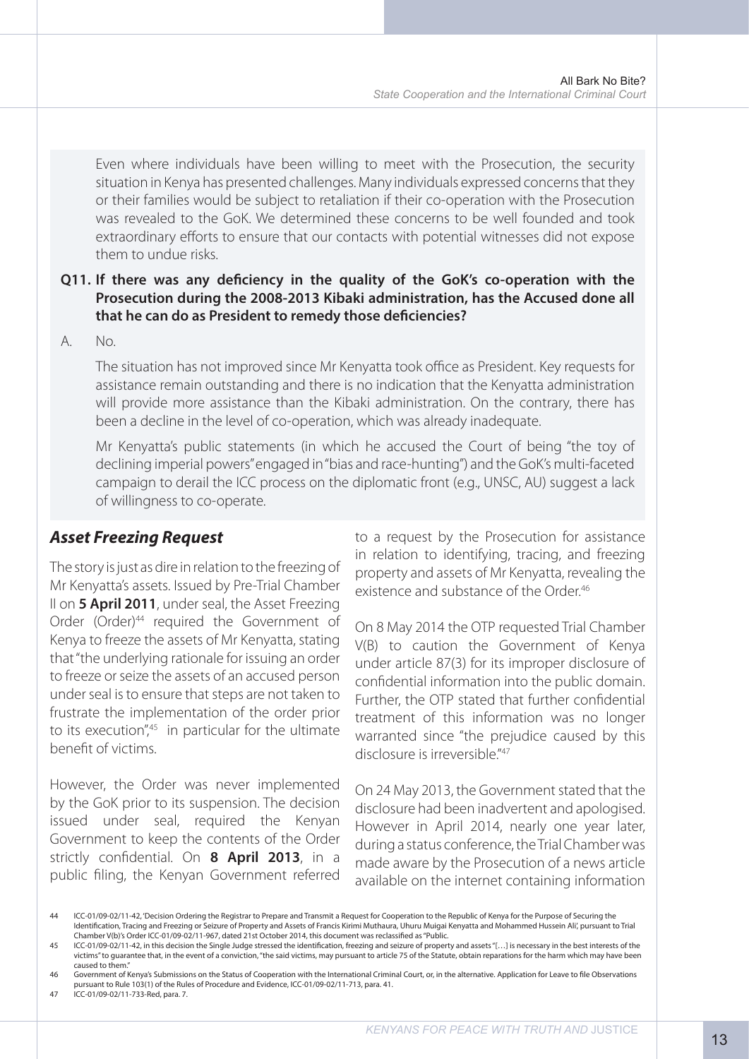Even where individuals have been willing to meet with the Prosecution, the security situation in Kenya has presented challenges. Many individuals expressed concerns that they or their families would be subject to retaliation if their co-operation with the Prosecution was revealed to the GoK. We determined these concerns to be well founded and took extraordinary efforts to ensure that our contacts with potential witnesses did not expose them to undue risks.

**Q11. If there was any deficiency in the quality of the GoK's co-operation with the Prosecution during the 2008-2013 Kibaki administration, has the Accused done all that he can do as President to remedy those deficiencies?**

A. No.

The situation has not improved since Mr Kenyatta took office as President. Key requests for assistance remain outstanding and there is no indication that the Kenyatta administration will provide more assistance than the Kibaki administration. On the contrary, there has been a decline in the level of co-operation, which was already inadequate.

Mr Kenyatta's public statements (in which he accused the Court of being "the toy of declining imperial powers" engaged in "bias and race-hunting") and the GoK's multi-faceted campaign to derail the ICC process on the diplomatic front (e.g., UNSC, AU) suggest a lack of willingness to co-operate.

### *Asset Freezing Request*

The story is just as dire in relation to the freezing of Mr Kenyatta's assets. Issued by Pre-Trial Chamber II on **5 April 2011**, under seal, the Asset Freezing Order (Order)[44] required the Government of Kenya to freeze the assets of Mr Kenyatta, stating that "the underlying rationale for issuing an order to freeze or seize the assets of an accused person under seal is to ensure that steps are not taken to frustrate the implementation of the order prior to its execution",[45] in particular for the ultimate benefit of victims.

However, the Order was never implemented by the GoK prior to its suspension. The decision issued under seal, required the Kenyan Government to keep the contents of the Order strictly confidential. On **8 April 2013**, in a public filing, the Kenyan Government referred to a request by the Prosecution for assistance in relation to identifying, tracing, and freezing property and assets of Mr Kenyatta, revealing the existence and substance of the Order.[46]

On 8 May 2014 the OTP requested Trial Chamber V(B) to caution the Government of Kenya under article 87(3) for its improper disclosure of confidential information into the public domain. Further, the OTP stated that further confidential treatment of this information was no longer warranted since "the prejudice caused by this disclosure is irreversible."[47]

On 24 May 2013, the Government stated that the disclosure had been inadvertent and apologised. However in April 2014, nearly one year later, during a status conference, the Trial Chamber was made aware by the Prosecution of a news article available on the internet containing information

---

44 ICC-01/09-02/11-42, 'Decision Ordering the Registrar to Prepare and Transmit a Request for Cooperation to the Republic of Kenya for the Purpose of Securing the Identification, Tracing and Freezing or Seizure of Property and Assets of Francis Kirimi Muthaura, Uhuru Muigai Kenyatta and Mohammed Hussein Ali', pursuant to Trial Chamber V(b)'s Order ICC-01/09-02/11-967, dated 21st October 2014, this document was reclassified as "Public.

45 ICC-01/09-02/11-42, in this decision the Single Judge stressed the identification, freezing and seizure of property and assets "[…] is necessary in the best interests of the victims" to guarantee that, in the event of a conviction, "the said victims, may pursuant to article 75 of the Statute, obtain reparations for the harm which may have been caused to them."

46 Government of Kenya's Submissions on the Status of Cooperation with the International Criminal Court, or, in the alternative. Application for Leave to file Observations pursuant to Rule 103(1) of the Rules of Procedure and Evidence, ICC-01/09-02/11-713, para. 41.

47 ICC-01/09-02/11-733-Red, para. 7.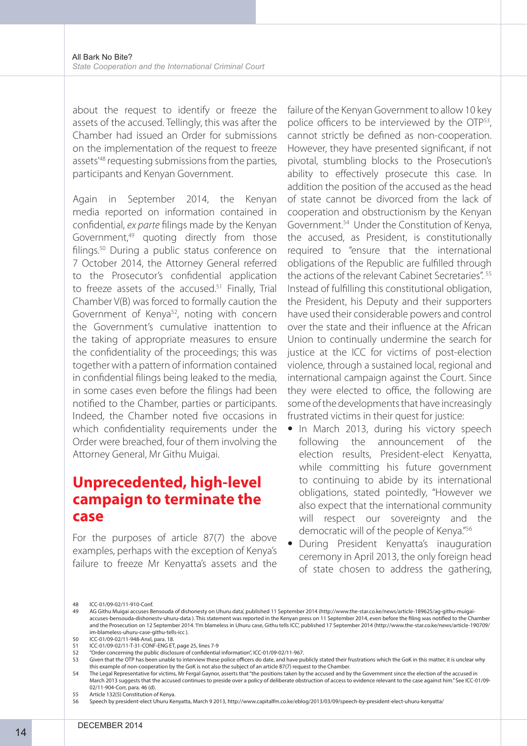about the request to identify or freeze the assets of the accused. Tellingly, this was after the Chamber had issued an Order for submissions on the implementation of the request to freeze assets'[48] requesting submissions from the parties, participants and Kenyan Government.

Again in September 2014, the Kenyan media reported on information contained in confidential, *ex parte* filings made by the Kenyan Government,[49] quoting directly from those filings.[50] During a public status conference on 7 October 2014, the Attorney General referred to the Prosecutor's confidential application to freeze assets of the accused.[51] Finally, Trial Chamber V(B) was forced to formally caution the Government of Kenya[52], noting with concern the Government's cumulative inattention to the taking of appropriate measures to ensure the confidentiality of the proceedings; this was together with a pattern of information contained in confidential filings being leaked to the media, in some cases even before the filings had been notified to the Chamber, parties or participants. Indeed, the Chamber noted five occasions in which confidentiality requirements under the Order were breached, four of them involving the Attorney General, Mr Githu Muigai.

## Unprecedented, high-level campaign to terminate the case

For the purposes of article 87(7) the above examples, perhaps with the exception of Kenya's failure to freeze Mr Kenyatta's assets and the failure of the Kenyan Government to allow 10 key police officers to be interviewed by the OTP[53], cannot strictly be defined as non-cooperation. However, they have presented significant, if not pivotal, stumbling blocks to the Prosecution's ability to effectively prosecute this case. In addition the position of the accused as the head of state cannot be divorced from the lack of cooperation and obstructionism by the Kenyan Government.[54] Under the Constitution of Kenya, the accused, as President, is constitutionally required to "ensure that the international obligations of the Republic are fulfilled through the actions of the relevant Cabinet Secretaries".[55] Instead of fulfilling this constitutional obligation, the President, his Deputy and their supporters have used their considerable powers and control over the state and their influence at the African Union to continually undermine the search for justice at the ICC for victims of post-election violence, through a sustained local, regional and international campaign against the Court. Since they were elected to office, the following are some of the developments that have increasingly frustrated victims in their quest for justice:

- In March 2013, during his victory speech following the announcement of the election results, President-elect Kenyatta, while committing his future government to continuing to abide by its international obligations, stated pointedly, "However we also expect that the international community will respect our sovereignty and the democratic will of the people of Kenya."[56]
- During President Kenyatta's inauguration ceremony in April 2013, the only foreign head of state chosen to address the gathering,

---

48 ICC-01/09-02/11-910-Conf.

49 AG Githu Muigai accuses Bensouda of dishonesty on Uhuru data', published 11 September 2014 (http://www.the-star.co.ke/news/article-189625/ag-githu-muigai-accuses-bensouda-dishonestv-uhuru-data ). This statement was reported in the Kenyan press on 11 September 2014, even before the filing was notified to the Chamber and the Prosecution on 12 September 2014. 'I'm blameless in Uhuru case, Githu tells ICC', published 17 September 2014 (http://www.the-star.co.ke/news/article-190709/im-blameless-uhuru-case-githu-tells-icc ).

50 ICC-01/09-02/11-948-Anxl, para. 18.

51 ICC-01/09-02/11-T-31-CONF-ENG ET, page 25, lines 7-9

52 "Order concerning the public disclosure of confidential information", ICC-01/09-02/11-967.

53 Given that the OTP has been unable to interview these police officers do date, and have publicly stated their frustrations which the GoK in this matter, it is unclear why this example of non-cooperation by the GoK is not also the subject of an article 87(7) request to the Chamber.

54 The Legal Representative for victims, Mr Fergal Gaynor, asserts that "the positions taken by the accused and by the Government since the election of the accused in March 2013 suggests that the accused continues to preside over a policy of deliberate obstruction of access to evidence relevant to the case against him." See ICC-01/09-02/11-904-Corr, para. 46 (d).

55 Article 132(5) Constitution of Kenya.

56 Speech by president-elect Uhuru Kenyatta, March 9 2013, http://www.capitalfm.co.ke/eblog/2013/03/09/speech-by-president-elect-uhuru-kenyatta/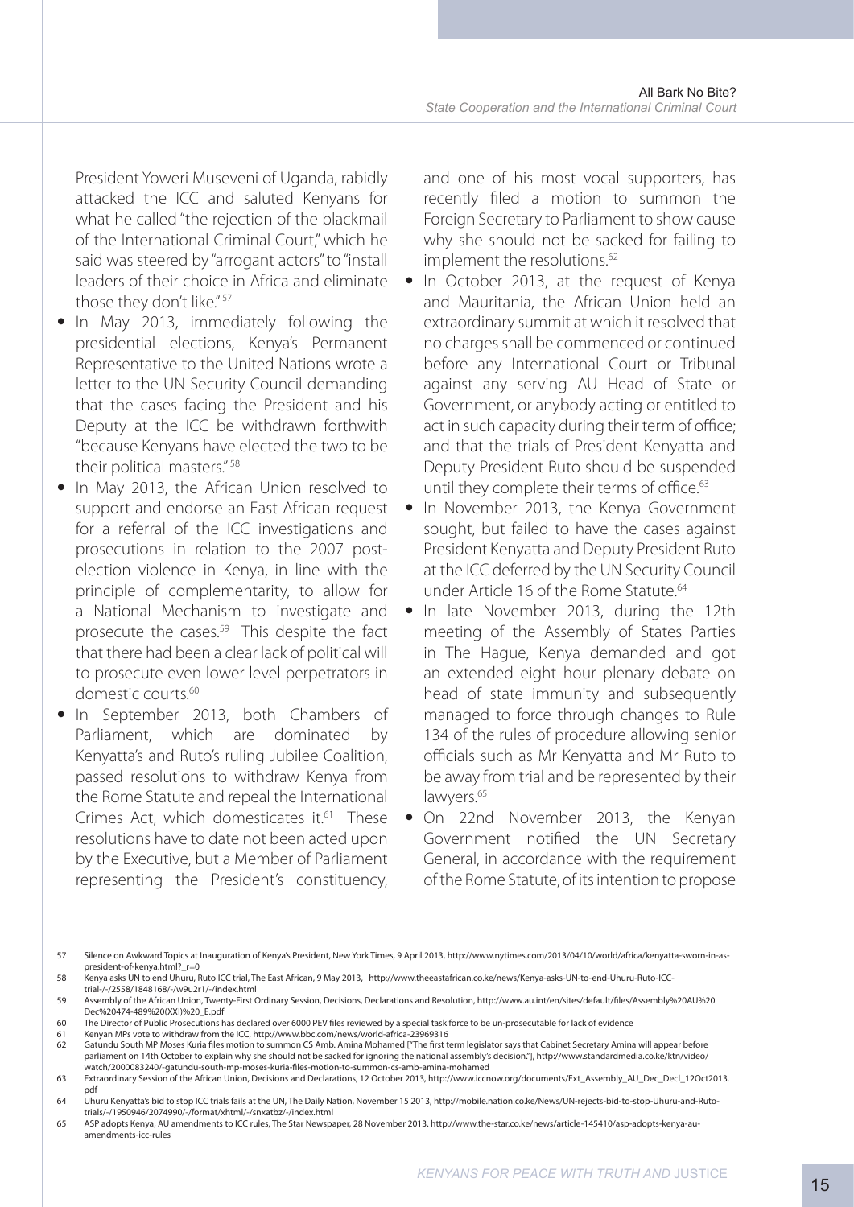President Yoweri Museveni of Uganda, rabidly attacked the ICC and saluted Kenyans for what he called "the rejection of the blackmail of the International Criminal Court," which he said was steered by "arrogant actors" to "install leaders of their choice in Africa and eliminate those they don't like." [57]

- In May 2013, immediately following the presidential elections, Kenya's Permanent Representative to the United Nations wrote a letter to the UN Security Council demanding that the cases facing the President and his Deputy at the ICC be withdrawn forthwith "because Kenyans have elected the two to be their political masters." [58]
- In May 2013, the African Union resolved to support and endorse an East African request for a referral of the ICC investigations and prosecutions in relation to the 2007 post-election violence in Kenya, in line with the principle of complementarity, to allow for a National Mechanism to investigate and prosecute the cases.[59] This despite the fact that there had been a clear lack of political will to prosecute even lower level perpetrators in domestic courts.[60]
- In September 2013, both Chambers of Parliament, which are dominated by Kenyatta's and Ruto's ruling Jubilee Coalition, passed resolutions to withdraw Kenya from the Rome Statute and repeal the International Crimes Act, which domesticates it.[61] These resolutions have to date not been acted upon by the Executive, but a Member of Parliament representing the President's constituency, and one of his most vocal supporters, has recently filed a motion to summon the Foreign Secretary to Parliament to show cause why she should not be sacked for failing to implement the resolutions.[62]
- In October 2013, at the request of Kenya and Mauritania, the African Union held an extraordinary summit at which it resolved that no charges shall be commenced or continued before any International Court or Tribunal against any serving AU Head of State or Government, or anybody acting or entitled to act in such capacity during their term of office; and that the trials of President Kenyatta and Deputy President Ruto should be suspended until they complete their terms of office.[63]
- In November 2013, the Kenya Government sought, but failed to have the cases against President Kenyatta and Deputy President Ruto at the ICC deferred by the UN Security Council under Article 16 of the Rome Statute.[64]
- In late November 2013, during the 12th meeting of the Assembly of States Parties in The Hague, Kenya demanded and got an extended eight hour plenary debate on head of state immunity and subsequently managed to force through changes to Rule 134 of the rules of procedure allowing senior officials such as Mr Kenyatta and Mr Ruto to be away from trial and be represented by their lawyers.[65]
- On 22nd November 2013, the Kenyan Government notified the UN Secretary General, in accordance with the requirement of the Rome Statute, of its intention to propose

---

57 Silence on Awkward Topics at Inauguration of Kenya's President, New York Times, 9 April 2013, http://www.nytimes.com/2013/04/10/world/africa/kenyatta-sworn-in-as-president-of-kenya.html?_r=0

58 Kenya asks UN to end Uhuru, Ruto ICC trial, The East African, 9 May 2013, http://www.theeastafrican.co.ke/news/Kenya-asks-UN-to-end-Uhuru-Ruto-ICC-trial-/-/2558/1848168/-/w9u2r1/-/index.html

59 Assembly of the African Union, Twenty-First Ordinary Session, Decisions, Declarations and Resolution, http://www.au.int/en/sites/default/files/Assembly%20AU%20Dec%20474-489%20(XXI)%20_E.pdf

60 The Director of Public Prosecutions has declared over 6000 PEV files reviewed by a special task force to be un-prosecutable for lack of evidence

61 Kenyan MPs vote to withdraw from the ICC, http://www.bbc.com/news/world-africa-23969316

62 Gatundu South MP Moses Kuria files motion to summon CS Amb. Amina Mohamed ["The first term legislator says that Cabinet Secretary Amina will appear before parliament on 14th October to explain why she should not be sacked for ignoring the national assembly's decision."], http://www.standardmedia.co.ke/ktn/video/watch/2000083240/-gatundu-south-mp-moses-kuria-files-motion-to-summon-cs-amb-amina-mohamed

63 Extraordinary Session of the African Union, Decisions and Declarations, 12 October 2013, http://www.iccnow.org/documents/Ext_Assembly_AU_Dec_Decl_12Oct2013.pdf

64 Uhuru Kenyatta's bid to stop ICC trials fails at the UN, The Daily Nation, November 15 2013, http://mobile.nation.co.ke/News/UN-rejects-bid-to-stop-Uhuru-and-Ruto-trials/-/1950946/2074990/-/format/xhtml/-/snxatbz/-/index.html

65 ASP adopts Kenya, AU amendments to ICC rules, The Star Newspaper, 28 November 2013. http://www.the-star.co.ke/news/article-145410/asp-adopts-kenya-au-amendments-icc-rules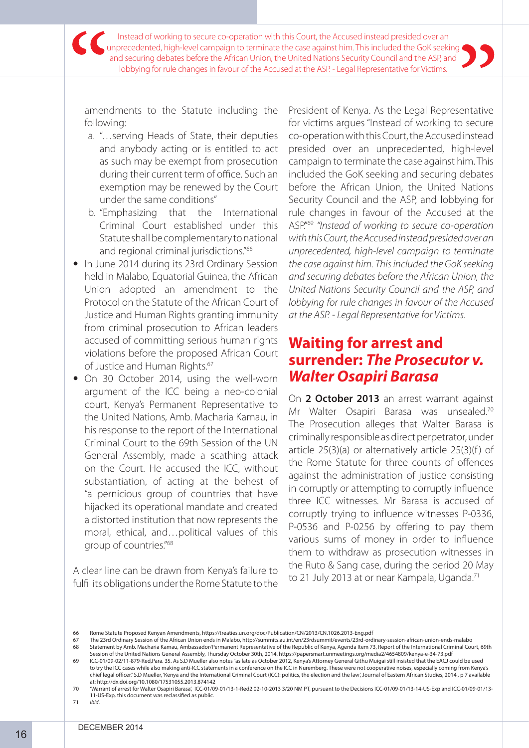> Instead of working to secure co-operation with this Court, the Accused instead presided over an unprecedented, high-level campaign to terminate the case against him. This included the GoK seeking and securing debates before the African Union, the United Nations Security Council and the ASP, and lobbying for rule changes in favour of the Accused at the ASP. - Legal Representative for Victims.

amendments to the Statute including the following:

a. "…serving Heads of State, their deputies and anybody acting or is entitled to act as such may be exempt from prosecution during their current term of office. Such an exemption may be renewed by the Court under the same conditions"

b. "Emphasizing that the International Criminal Court established under this Statute shall be complementary to national and regional criminal jurisdictions."[66]

- In June 2014 during its 23rd Ordinary Session held in Malabo, Equatorial Guinea, the African Union adopted an amendment to the Protocol on the Statute of the African Court of Justice and Human Rights granting immunity from criminal prosecution to African leaders accused of committing serious human rights violations before the proposed African Court of Justice and Human Rights.[67]
- On 30 October 2014, using the well-worn argument of the ICC being a neo-colonial court, Kenya's Permanent Representative to the United Nations, Amb. Macharia Kamau, in his response to the report of the International Criminal Court to the 69th Session of the UN General Assembly, made a scathing attack on the Court. He accused the ICC, without substantiation, of acting at the behest of "a pernicious group of countries that have hijacked its operational mandate and created a distorted institution that now represents the moral, ethical, and…political values of this group of countries."[68]

A clear line can be drawn from Kenya's failure to fulfil its obligations under the Rome Statute to the President of Kenya. As the Legal Representative for victims argues "Instead of working to secure co-operation with this Court, the Accused instead presided over an unprecedented, high-level campaign to terminate the case against him. This included the GoK seeking and securing debates before the African Union, the United Nations Security Council and the ASP, and lobbying for rule changes in favour of the Accused at the ASP."[69] *"Instead of working to secure co-operation with this Court, the Accused instead presided over an unprecedented, high-level campaign to terminate the case against him. This included the GoK seeking and securing debates before the African Union, the United Nations Security Council and the ASP, and lobbying for rule changes in favour of the Accused at the ASP. - Legal Representative for Victims.*

## Waiting for arrest and surrender: *The Prosecutor v. Walter Osapiri Barasa*

On **2 October 2013** an arrest warrant against Mr Walter Osapiri Barasa was unsealed.[70] The Prosecution alleges that Walter Barasa is criminally responsible as direct perpetrator, under article 25(3)(a) or alternatively article 25(3)(f) of the Rome Statute for three counts of offences against the administration of justice consisting in corruptly or attempting to corruptly influence three ICC witnesses. Mr Barasa is accused of corruptly trying to influence witnesses P-0336, P-0536 and P-0256 by offering to pay them various sums of money in order to influence them to withdraw as prosecution witnesses in the Ruto & Sang case, during the period 20 May to 21 July 2013 at or near Kampala, Uganda.[71]

---

66 Rome Statute Proposed Kenyan Amendments, https://treaties.un.org/doc/Publication/CN/2013/CN.1026.2013-Eng.pdf

67 The 23rd Ordinary Session of the African Union ends in Malabo, http://summits.au.int/en/23rdsummit/events/23rd-ordinary-session-african-union-ends-malabo

68 Statement by Amb. Macharia Kamau, Ambassador/Permanent Representative of the Republic of Kenya, Agenda Item 73, Report of the International Criminal Court, 69th Session of the United Nations General Assembly, Thursday October 30th, 2014. https://papersmart.unmeetings.org/media2/4654809/kenya-e-34-73.pdf

69 ICC-01/09-02/11-879-Red,Para. 35. As S.D Mueller also notes "as late as October 2012, Kenya's Attorney General Githu Muigai still insisted that the EACJ could be used to try the ICC cases while also making anti-ICC statements in a conference on the ICC in Nuremberg. These were not cooperative noises, especially coming from Kenya's chief legal officer." S.D Mueller, 'Kenya and the International Criminal Court (ICC): politics, the election and the law', Journal of Eastern African Studies, 2014 , p 7 available at: http://dx.doi.org/10.1080/17531055.2013.874142

70 'Warrant of arrest for Walter Osapiri Barasa', ICC-01/09-01/13-1-Red2 02-10-2013 3/20 NM PT, pursuant to the Decisions ICC-01/09-01/13-14-US-Exp and ICC-01/09-01/13-11-US-Exp, this document was reclassified as public.

71 *Ibid.*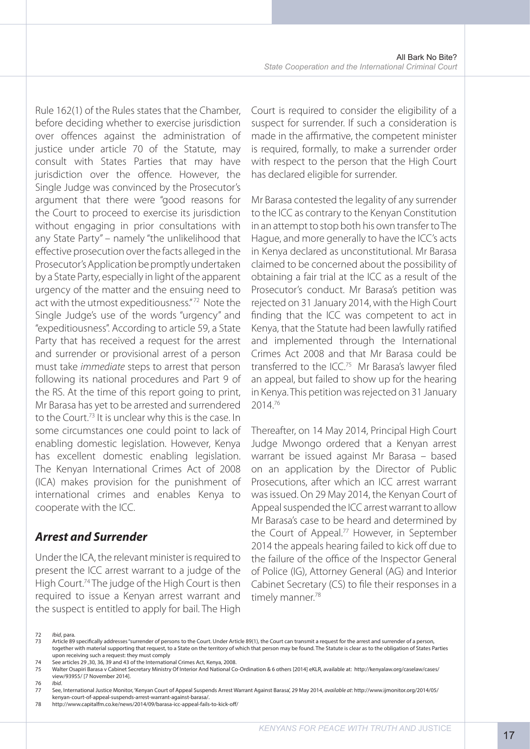Rule 162(1) of the Rules states that the Chamber, before deciding whether to exercise jurisdiction over offences against the administration of justice under article 70 of the Statute, may consult with States Parties that may have jurisdiction over the offence. However, the Single Judge was convinced by the Prosecutor's argument that there were "good reasons for the Court to proceed to exercise its jurisdiction without engaging in prior consultations with any State Party" – namely "the unlikelihood that effective prosecution over the facts alleged in the Prosecutor's Application be promptly undertaken by a State Party, especially in light of the apparent urgency of the matter and the ensuing need to act with the utmost expeditiousness."[72] Note the Single Judge's use of the words "urgency" and "expeditiousness". According to article 59, a State Party that has received a request for the arrest and surrender or provisional arrest of a person must take *immediate* steps to arrest that person following its national procedures and Part 9 of the RS. At the time of this report going to print, Mr Barasa has yet to be arrested and surrendered to the Court.[73] It is unclear why this is the case. In some circumstances one could point to lack of enabling domestic legislation. However, Kenya has excellent domestic enabling legislation. The Kenyan International Crimes Act of 2008 (ICA) makes provision for the punishment of international crimes and enables Kenya to cooperate with the ICC.

## *Arrest and Surrender*

Under the ICA, the relevant minister is required to present the ICC arrest warrant to a judge of the High Court.[74] The judge of the High Court is then required to issue a Kenyan arrest warrant and the suspect is entitled to apply for bail. The High Court is required to consider the eligibility of a suspect for surrender. If such a consideration is made in the affirmative, the competent minister is required, formally, to make a surrender order with respect to the person that the High Court has declared eligible for surrender.

Mr Barasa contested the legality of any surrender to the ICC as contrary to the Kenyan Constitution in an attempt to stop both his own transfer to The Hague, and more generally to have the ICC's acts in Kenya declared as unconstitutional. Mr Barasa claimed to be concerned about the possibility of obtaining a fair trial at the ICC as a result of the Prosecutor's conduct. Mr Barasa's petition was rejected on 31 January 2014, with the High Court finding that the ICC was competent to act in Kenya, that the Statute had been lawfully ratified and implemented through the International Crimes Act 2008 and that Mr Barasa could be transferred to the ICC.[75] Mr Barasa's lawyer filed an appeal, but failed to show up for the hearing in Kenya. This petition was rejected on 31 January 2014.[76]

Thereafter, on 14 May 2014, Principal High Court Judge Mwongo ordered that a Kenyan arrest warrant be issued against Mr Barasa – based on an application by the Director of Public Prosecutions, after which an ICC arrest warrant was issued. On 29 May 2014, the Kenyan Court of Appeal suspended the ICC arrest warrant to allow Mr Barasa's case to be heard and determined by the Court of Appeal.[77] However, in September 2014 the appeals hearing failed to kick off due to the failure of the office of the Inspector General of Police (IG), Attorney General (AG) and Interior Cabinet Secretary (CS) to file their responses in a timely manner.[78]

---

72 *Ibid*, para.

73 Article 89 specifically addresses "surrender of persons to the Court. Under Article 89(1), the Court can transmit a request for the arrest and surrender of a person, together with material supporting that request, to a State on the territory of which that person may be found. The Statute is clear as to the obligation of States Parties upon receiving such a request: they must comply

74 See articles 29 ,30, 36, 39 and 43 of the International Crimes Act, Kenya, 2008.

75 Walter Osapiri Barasa v Cabinet Secretary Ministry Of Interior And National Co-Ordination & 6 others [2014] eKLR, available at: http://kenyalaw.org/caselaw/cases/view/93955/ [7 November 2014].

76 *Ibid*.

77 See, International Justice Monitor, 'Kenyan Court of Appeal Suspends Arrest Warrant Against Barasa', 29 May 2014, *available at*: http://www.ijmonitor.org/2014/05/kenyan-court-of-appeal-suspends-arrest-warrant-against-barasa/.

78 http://www.capitalfm.co.ke/news/2014/09/barasa-icc-appeal-fails-to-kick-off/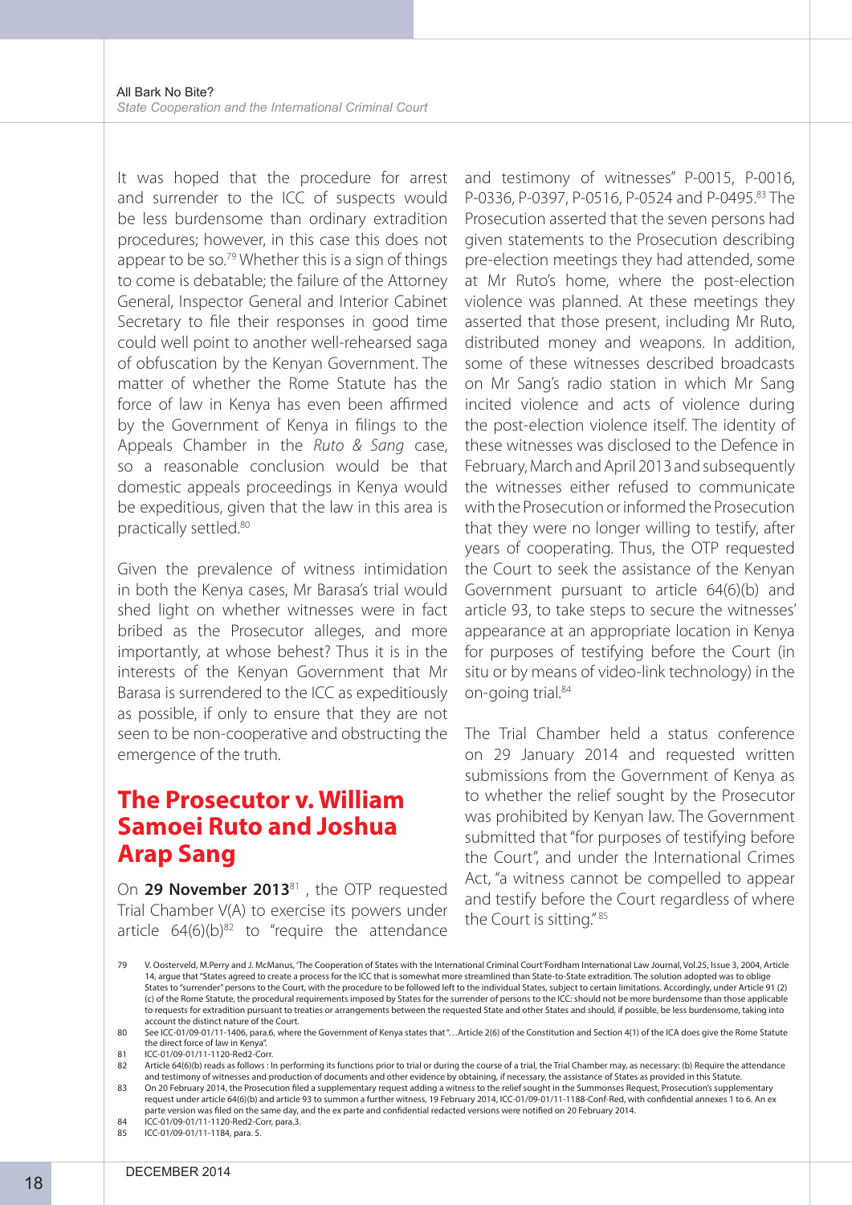It was hoped that the procedure for arrest and surrender to the ICC of suspects would be less burdensome than ordinary extradition procedures; however, in this case this does not appear to be so.[79] Whether this is a sign of things to come is debatable; the failure of the Attorney General, Inspector General and Interior Cabinet Secretary to file their responses in good time could well point to another well-rehearsed saga of obfuscation by the Kenyan Government. The matter of whether the Rome Statute has the force of law in Kenya has even been affirmed by the Government of Kenya in filings to the Appeals Chamber in the *Ruto & Sang* case, so a reasonable conclusion would be that domestic appeals proceedings in Kenya would be expeditious, given that the law in this area is practically settled.[80]

Given the prevalence of witness intimidation in both the Kenya cases, Mr Barasa's trial would shed light on whether witnesses were in fact bribed as the Prosecutor alleges, and more importantly, at whose behest? Thus it is in the interests of the Kenyan Government that Mr Barasa is surrendered to the ICC as expeditiously as possible, if only to ensure that they are not seen to be non-cooperative and obstructing the emergence of the truth.

## The Prosecutor v. William Samoei Ruto and Joshua Arap Sang

On **29 November 2013**[81], the OTP requested Trial Chamber V(A) to exercise its powers under article 64(6)(b)[82] to "require the attendance and testimony of witnesses" P-0015, P-0016, P-0336, P-0397, P-0516, P-0524 and P-0495.[83] The Prosecution asserted that the seven persons had given statements to the Prosecution describing pre-election meetings they had attended, some at Mr Ruto's home, where the post-election violence was planned. At these meetings they asserted that those present, including Mr Ruto, distributed money and weapons. In addition, some of these witnesses described broadcasts on Mr Sang's radio station in which Mr Sang incited violence and acts of violence during the post-election violence itself. The identity of these witnesses was disclosed to the Defence in February, March and April 2013 and subsequently the witnesses either refused to communicate with the Prosecution or informed the Prosecution that they were no longer willing to testify, after years of cooperating. Thus, the OTP requested the Court to seek the assistance of the Kenyan Government pursuant to article 64(6)(b) and article 93, to take steps to secure the witnesses' appearance at an appropriate location in Kenya for purposes of testifying before the Court (in situ or by means of video-link technology) in the on-going trial.[84]

The Trial Chamber held a status conference on 29 January 2014 and requested written submissions from the Government of Kenya as to whether the relief sought by the Prosecutor was prohibited by Kenyan law. The Government submitted that "for purposes of testifying before the Court", and under the International Crimes Act, "a witness cannot be compelled to appear and testify before the Court regardless of where the Court is sitting."[85]

---

79 V. Oosterveld, M.Perry and J. McManus, 'The Cooperation of States with the International Criminal Court' Fordham International Law Journal, Vol.25, Issue 3, 2004, Article 14, argue that "States agreed to create a process for the ICC that is somewhat more streamlined than State-to-State extradition. The solution adopted was to oblige States to "surrender" persons to the Court, with the procedure to be followed left to the individual States, subject to certain limitations. Accordingly, under Article 91 (2)(c) of the Rome Statute, the procedural requirements imposed by States for the surrender of persons to the ICC: should not be more burdensome than those applicable to requests for extradition pursuant to treaties or arrangements between the requested State and other States and should, if possible, be less burdensome, taking into account the distinct nature of the Court.

80 See ICC-01/09-01/11-1406, para.6, where the Government of Kenya states that "…Article 2(6) of the Constitution and Section 4(1) of the ICA does give the Rome Statute the direct force of law in Kenya".

81 ICC-01/09-01/11-1120-Red2-Corr.

82 Article 64(6)(b) reads as follows : In performing its functions prior to trial or during the course of a trial, the Trial Chamber may, as necessary: (b) Require the attendance and testimony of witnesses and production of documents and other evidence by obtaining, if necessary, the assistance of States as provided in this Statute.

83 On 20 February 2014, the Prosecution filed a supplementary request adding a witness to the relief sought in the Summonses Request, Prosecution's supplementary request under article 64(6)(b) and article 93 to summon a further witness, 19 February 2014, ICC-01/09-01/11-1188-Conf-Red, with confidential annexes 1 to 6. An ex parte version was filed on the same day, and the ex parte and confidential redacted versions were notified on 20 February 2014.

84 ICC-01/09-01/11-1120-Red2-Corr, para.3.

85 ICC-01/09-01/11-1184, para. 5.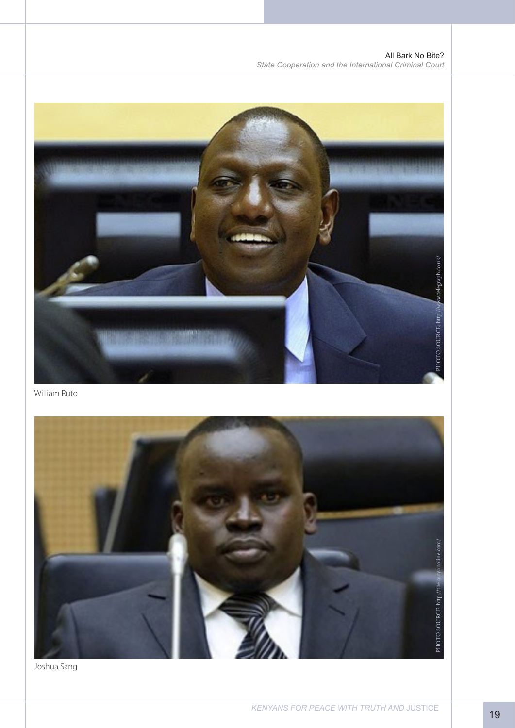William Ruto

Joshua Sang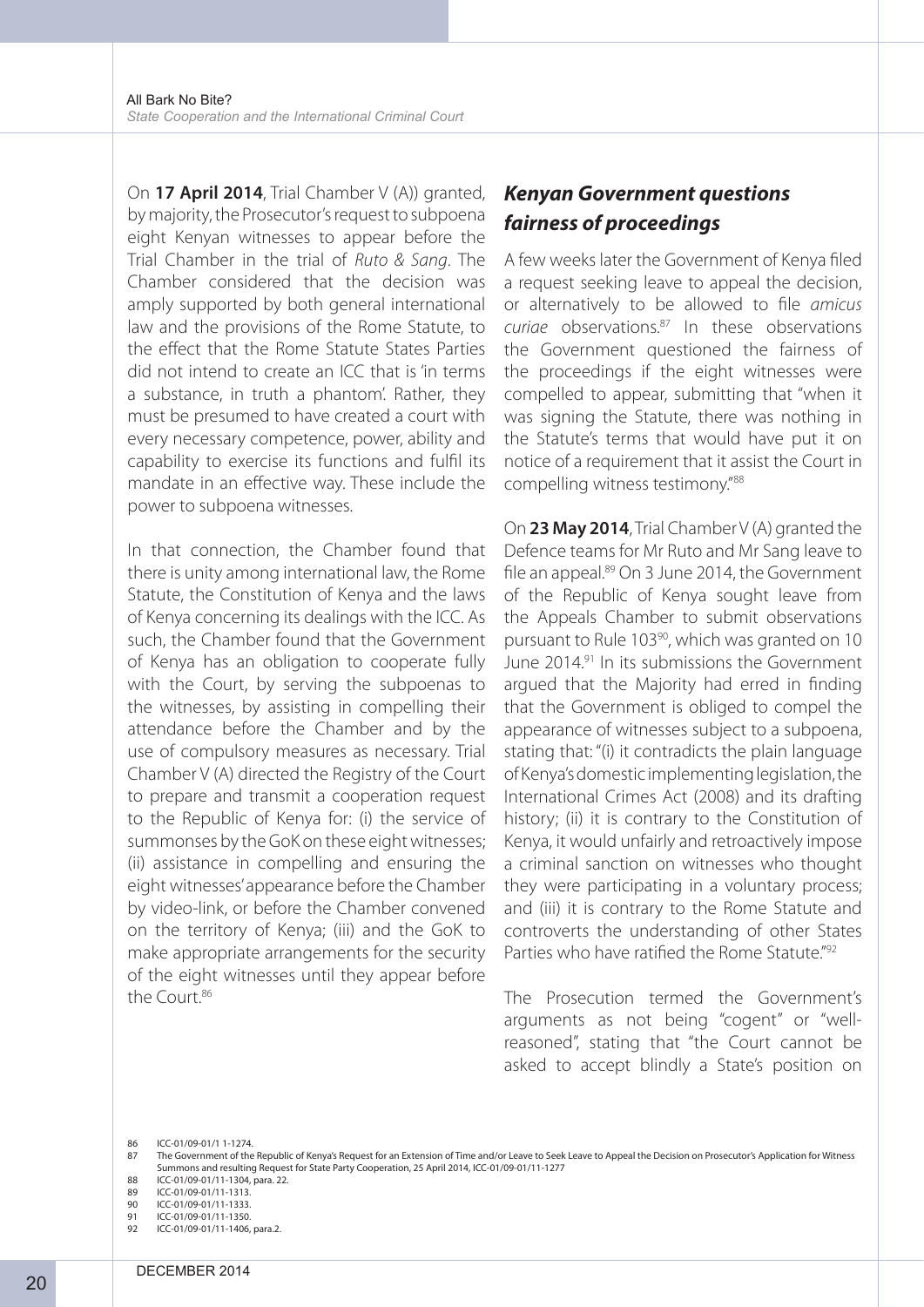On **17 April 2014**, Trial Chamber V (A)) granted, by majority, the Prosecutor's request to subpoena eight Kenyan witnesses to appear before the Trial Chamber in the trial of *Ruto & Sang*. The Chamber considered that the decision was amply supported by both general international law and the provisions of the Rome Statute, to the effect that the Rome Statute States Parties did not intend to create an ICC that is 'in terms a substance, in truth a phantom'. Rather, they must be presumed to have created a court with every necessary competence, power, ability and capability to exercise its functions and fulfil its mandate in an effective way. These include the power to subpoena witnesses.

In that connection, the Chamber found that there is unity among international law, the Rome Statute, the Constitution of Kenya and the laws of Kenya concerning its dealings with the ICC. As such, the Chamber found that the Government of Kenya has an obligation to cooperate fully with the Court, by serving the subpoenas to the witnesses, by assisting in compelling their attendance before the Chamber and by the use of compulsory measures as necessary. Trial Chamber V (A) directed the Registry of the Court to prepare and transmit a cooperation request to the Republic of Kenya for: (i) the service of summonses by the GoK on these eight witnesses; (ii) assistance in compelling and ensuring the eight witnesses' appearance before the Chamber by video-link, or before the Chamber convened on the territory of Kenya; (iii) and the GoK to make appropriate arrangements for the security of the eight witnesses until they appear before the Court.[86]

## *Kenyan Government questions fairness of proceedings*

A few weeks later the Government of Kenya filed a request seeking leave to appeal the decision, or alternatively to be allowed to file *amicus curiae* observations.[87] In these observations the Government questioned the fairness of the proceedings if the eight witnesses were compelled to appear, submitting that "when it was signing the Statute, there was nothing in the Statute's terms that would have put it on notice of a requirement that it assist the Court in compelling witness testimony."[88]

On **23 May 2014**, Trial Chamber V (A) granted the Defence teams for Mr Ruto and Mr Sang leave to file an appeal.[89] On 3 June 2014, the Government of the Republic of Kenya sought leave from the Appeals Chamber to submit observations pursuant to Rule 103[90], which was granted on 10 June 2014.[91] In its submissions the Government argued that the Majority had erred in finding that the Government is obliged to compel the appearance of witnesses subject to a subpoena, stating that: "(i) it contradicts the plain language of Kenya's domestic implementing legislation, the International Crimes Act (2008) and its drafting history; (ii) it is contrary to the Constitution of Kenya, it would unfairly and retroactively impose a criminal sanction on witnesses who thought they were participating in a voluntary process; and (iii) it is contrary to the Rome Statute and controverts the understanding of other States Parties who have ratified the Rome Statute."[92]

The Prosecution termed the Government's arguments as not being "cogent" or "well-reasoned", stating that "the Court cannot be asked to accept blindly a State's position on

---

86 ICC-01/09-01/1 1-1274.

87 The Government of the Republic of Kenya's Request for an Extension of Time and/or Leave to Seek Leave to Appeal the Decision on Prosecutor's Application for Witness Summons and resulting Request for State Party Cooperation, 25 April 2014, ICC-01/09-01/11-1277

88 ICC-01/09-01/11-1304, para. 22.

89 ICC-01/09-01/11-1313.

90 ICC-01/09-01/11-1333.

91 ICC-01/09-01/11-1350.

92 ICC-01/09-01/11-1406, para.2.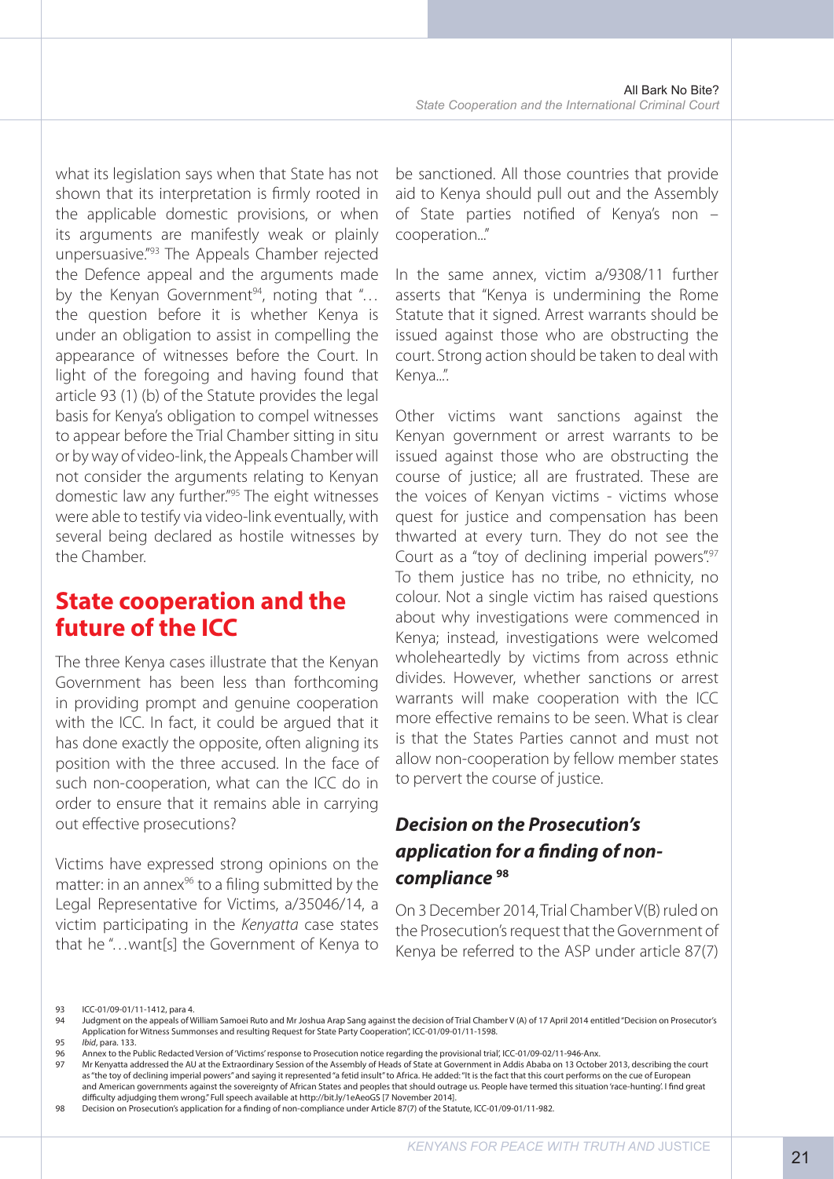what its legislation says when that State has not shown that its interpretation is firmly rooted in the applicable domestic provisions, or when its arguments are manifestly weak or plainly unpersuasive."[93] The Appeals Chamber rejected the Defence appeal and the arguments made by the Kenyan Government[94], noting that "… the question before it is whether Kenya is under an obligation to assist in compelling the appearance of witnesses before the Court. In light of the foregoing and having found that article 93 (1) (b) of the Statute provides the legal basis for Kenya's obligation to compel witnesses to appear before the Trial Chamber sitting in situ or by way of video-link, the Appeals Chamber will not consider the arguments relating to Kenyan domestic law any further."[95] The eight witnesses were able to testify via video-link eventually, with several being declared as hostile witnesses by the Chamber.

## State cooperation and the future of the ICC

The three Kenya cases illustrate that the Kenyan Government has been less than forthcoming in providing prompt and genuine cooperation with the ICC. In fact, it could be argued that it has done exactly the opposite, often aligning its position with the three accused. In the face of such non-cooperation, what can the ICC do in order to ensure that it remains able in carrying out effective prosecutions?

Victims have expressed strong opinions on the matter: in an annex[96] to a filing submitted by the Legal Representative for Victims, a/35046/14, a victim participating in the *Kenyatta* case states that he "…want[s] the Government of Kenya to be sanctioned. All those countries that provide aid to Kenya should pull out and the Assembly of State parties notified of Kenya's non – cooperation..."

In the same annex, victim a/9308/11 further asserts that "Kenya is undermining the Rome Statute that it signed. Arrest warrants should be issued against those who are obstructing the court. Strong action should be taken to deal with Kenya...".

Other victims want sanctions against the Kenyan government or arrest warrants to be issued against those who are obstructing the course of justice; all are frustrated. These are the voices of Kenyan victims - victims whose quest for justice and compensation has been thwarted at every turn. They do not see the Court as a "toy of declining imperial powers".[97] To them justice has no tribe, no ethnicity, no colour. Not a single victim has raised questions about why investigations were commenced in Kenya; instead, investigations were welcomed wholeheartedly by victims from across ethnic divides. However, whether sanctions or arrest warrants will make cooperation with the ICC more effective remains to be seen. What is clear is that the States Parties cannot and must not allow non-cooperation by fellow member states to pervert the course of justice.

### *Decision on the Prosecution's application for a finding of non-compliance* [98]

On 3 December 2014, Trial Chamber V(B) ruled on the Prosecution's request that the Government of Kenya be referred to the ASP under article 87(7)

---

93 ICC-01/09-01/11-1412, para 4.

94 Judgment on the appeals of William Samoei Ruto and Mr Joshua Arap Sang against the decision of Trial Chamber V (A) of 17 April 2014 entitled "Decision on Prosecutor's Application for Witness Summonses and resulting Request for State Party Cooperation", ICC-01/09-01/11-1598.

95 *Ibid*, para. 133.

96 Annex to the Public Redacted Version of 'Victims' response to Prosecution notice regarding the provisional trial', ICC-01/09-02/11-946-Anx.

97 Mr Kenyatta addressed the AU at the Extraordinary Session of the Assembly of Heads of State at Government in Addis Ababa on 13 October 2013, describing the court as "the toy of declining imperial powers" and saying it represented "a fetid insult" to Africa. He added: "It is the fact that this court performs on the cue of European and American governments against the sovereignty of African States and peoples that should outrage us. People have termed this situation 'race-hunting'. I find great difficulty adjudging them wrong." Full speech available at http://bit.ly/1eAeoGS [7 November 2014].

98 Decision on Prosecution's application for a finding of non-compliance under Article 87(7) of the Statute, ICC-01/09-01/11-982.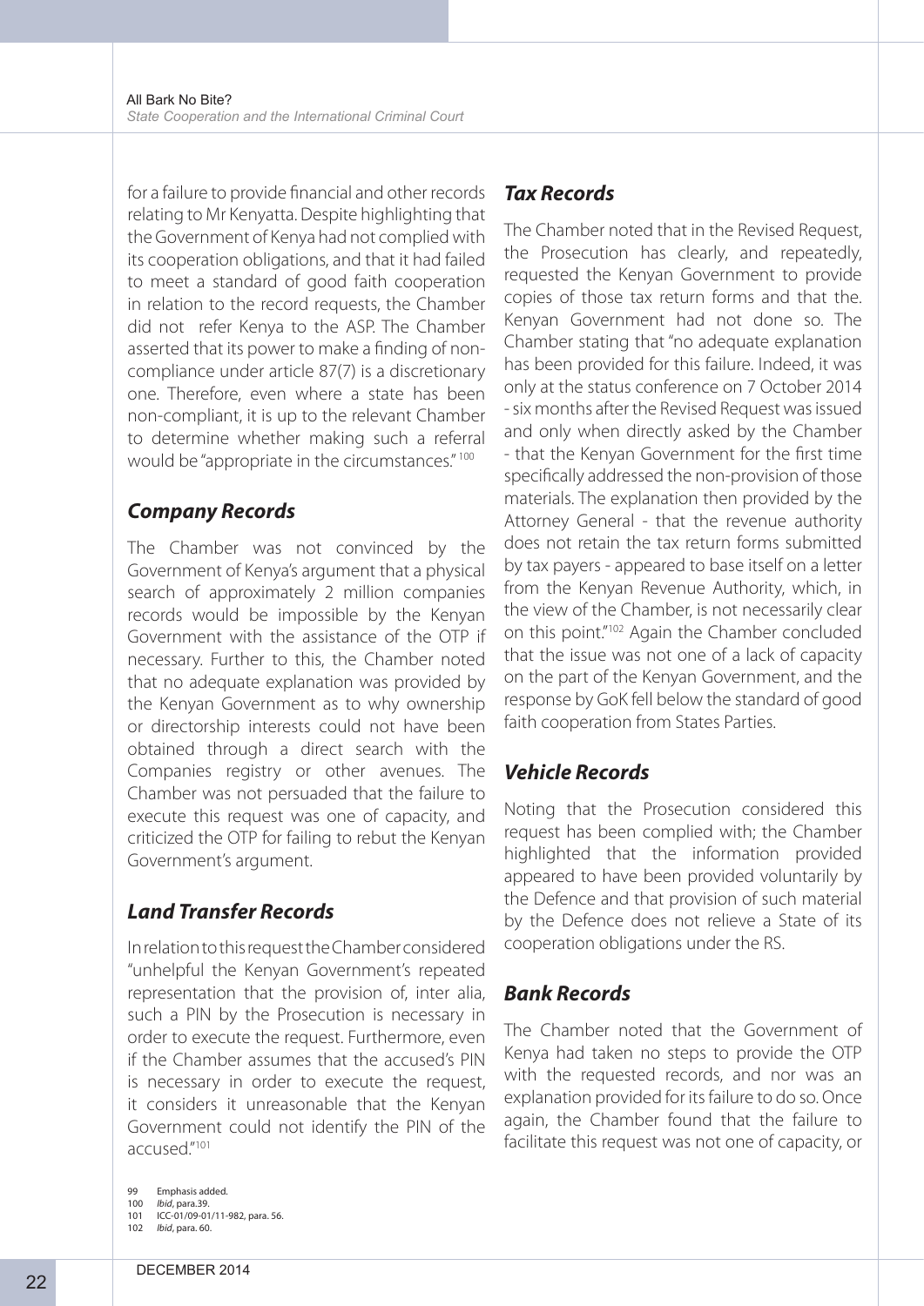for a failure to provide financial and other records relating to Mr Kenyatta. Despite highlighting that the Government of Kenya had not complied with its cooperation obligations, and that it had failed to meet a standard of good faith cooperation in relation to the record requests, the Chamber did not refer Kenya to the ASP. The Chamber asserted that its power to make a finding of non-compliance under article 87(7) is a discretionary one. Therefore, even where a state has been non-compliant, it is up to the relevant Chamber to determine whether making such a referral would be "appropriate in the circumstances."[100]

### *Company Records*

The Chamber was not convinced by the Government of Kenya's argument that a physical search of approximately 2 million companies records would be impossible by the Kenyan Government with the assistance of the OTP if necessary. Further to this, the Chamber noted that no adequate explanation was provided by the Kenyan Government as to why ownership or directorship interests could not have been obtained through a direct search with the Companies registry or other avenues. The Chamber was not persuaded that the failure to execute this request was one of capacity, and criticized the OTP for failing to rebut the Kenyan Government's argument.

### *Land Transfer Records*

In relation to this request the Chamber considered "unhelpful the Kenyan Government's repeated representation that the provision of, inter alia, such a PIN by the Prosecution is necessary in order to execute the request. Furthermore, even if the Chamber assumes that the accused's PIN is necessary in order to execute the request, it considers it unreasonable that the Kenyan Government could not identify the PIN of the accused."[101]

### *Tax Records*

The Chamber noted that in the Revised Request, the Prosecution has clearly, and repeatedly, requested the Kenyan Government to provide copies of those tax return forms and that the Kenyan Government had not done so. The Chamber stating that "no adequate explanation has been provided for this failure. Indeed, it was only at the status conference on 7 October 2014 - six months after the Revised Request was issued and only when directly asked by the Chamber - that the Kenyan Government for the first time specifically addressed the non-provision of those materials. The explanation then provided by the Attorney General - that the revenue authority does not retain the tax return forms submitted by tax payers - appeared to base itself on a letter from the Kenyan Revenue Authority, which, in the view of the Chamber, is not necessarily clear on this point."[102] Again the Chamber concluded that the issue was not one of a lack of capacity on the part of the Kenyan Government, and the response by GoK fell below the standard of good faith cooperation from States Parties.

### *Vehicle Records*

Noting that the Prosecution considered this request has been complied with; the Chamber highlighted that the information provided appeared to have been provided voluntarily by the Defence and that provision of such material by the Defence does not relieve a State of its cooperation obligations under the RS.

### *Bank Records*

The Chamber noted that the Government of Kenya had taken no steps to provide the OTP with the requested records, and nor was an explanation provided for its failure to do so. Once again, the Chamber found that the failure to facilitate this request was not one of capacity, or

---

99 Emphasis added.
100 *Ibid*, para.39.
101 ICC-01/09-01/11-982, para. 56.
102 *Ibid*, para. 60.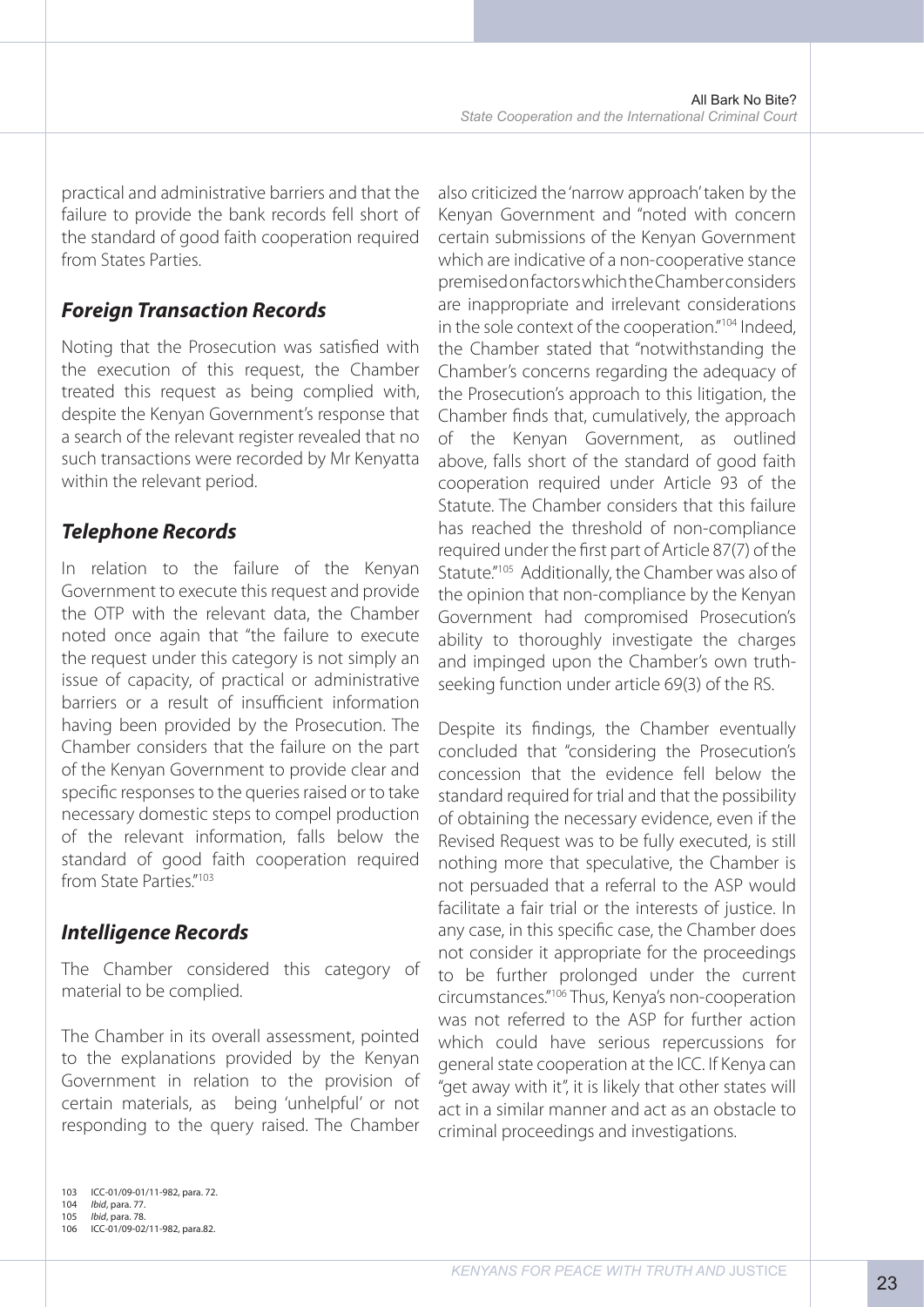practical and administrative barriers and that the failure to provide the bank records fell short of the standard of good faith cooperation required from States Parties.

### *Foreign Transaction Records*

Noting that the Prosecution was satisfied with the execution of this request, the Chamber treated this request as being complied with, despite the Kenyan Government's response that a search of the relevant register revealed that no such transactions were recorded by Mr Kenyatta within the relevant period.

### *Telephone Records*

In relation to the failure of the Kenyan Government to execute this request and provide the OTP with the relevant data, the Chamber noted once again that "the failure to execute the request under this category is not simply an issue of capacity, of practical or administrative barriers or a result of insufficient information having been provided by the Prosecution. The Chamber considers that the failure on the part of the Kenyan Government to provide clear and specific responses to the queries raised or to take necessary domestic steps to compel production of the relevant information, falls below the standard of good faith cooperation required from State Parties."[103]

### *Intelligence Records*

The Chamber considered this category of material to be complied.

The Chamber in its overall assessment, pointed to the explanations provided by the Kenyan Government in relation to the provision of certain materials, as being 'unhelpful' or not responding to the query raised. The Chamber also criticized the 'narrow approach' taken by the Kenyan Government and "noted with concern certain submissions of the Kenyan Government which are indicative of a non-cooperative stance premised on factors which the Chamber considers are inappropriate and irrelevant considerations in the sole context of the cooperation."[104] Indeed, the Chamber stated that "notwithstanding the Chamber's concerns regarding the adequacy of the Prosecution's approach to this litigation, the Chamber finds that, cumulatively, the approach of the Kenyan Government, as outlined above, falls short of the standard of good faith cooperation required under Article 93 of the Statute. The Chamber considers that this failure has reached the threshold of non-compliance required under the first part of Article 87(7) of the Statute."[105] Additionally, the Chamber was also of the opinion that non-compliance by the Kenyan Government had compromised Prosecution's ability to thoroughly investigate the charges and impinged upon the Chamber's own truth-seeking function under article 69(3) of the RS.

Despite its findings, the Chamber eventually concluded that "considering the Prosecution's concession that the evidence fell below the standard required for trial and that the possibility of obtaining the necessary evidence, even if the Revised Request was to be fully executed, is still nothing more that speculative, the Chamber is not persuaded that a referral to the ASP would facilitate a fair trial or the interests of justice. In any case, in this specific case, the Chamber does not consider it appropriate for the proceedings to be further prolonged under the current circumstances."[106] Thus, Kenya's non-cooperation was not referred to the ASP for further action which could have serious repercussions for general state cooperation at the ICC. If Kenya can "get away with it", it is likely that other states will act in a similar manner and act as an obstacle to criminal proceedings and investigations.

103 ICC-01/09-01/11-982, para. 72.
104 *Ibid*, para. 77.
105 *Ibid*, para. 78.
106 ICC-01/09-02/11-982, para.82.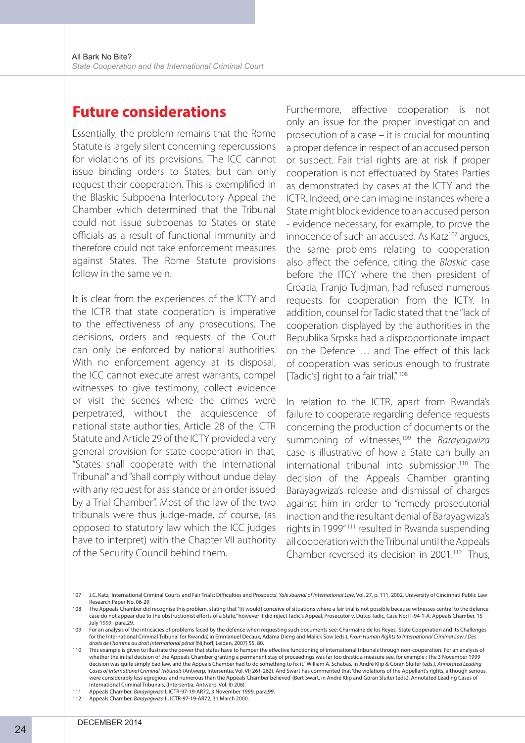## Future considerations

Essentially, the problem remains that the Rome Statute is largely silent concerning repercussions for violations of its provisions. The ICC cannot issue binding orders to States, but can only request their cooperation. This is exemplified in the Blaskic Subpoena Interlocutory Appeal the Chamber which determined that the Tribunal could not issue subpoenas to States or state officials as a result of functional immunity and therefore could not take enforcement measures against States. The Rome Statute provisions follow in the same vein.

It is clear from the experiences of the ICTY and the ICTR that state cooperation is imperative to the effectiveness of any prosecutions. The decisions, orders and requests of the Court can only be enforced by national authorities. With no enforcement agency at its disposal, the ICC cannot execute arrest warrants, compel witnesses to give testimony, collect evidence or visit the scenes where the crimes were perpetrated, without the acquiescence of national state authorities. Article 28 of the ICTR Statute and Article 29 of the ICTY provided a very general provision for state cooperation in that, "States shall cooperate with the International Tribunal" and "shall comply without undue delay with any request for assistance or an order issued by a Trial Chamber". Most of the law of the two tribunals were thus judge-made, of course, (as opposed to statutory law which the ICC judges have to interpret) with the Chapter VII authority of the Security Council behind them.

Furthermore, effective cooperation is not only an issue for the proper investigation and prosecution of a case – it is crucial for mounting a proper defence in respect of an accused person or suspect. Fair trial rights are at risk if proper cooperation is not effectuated by States Parties as demonstrated by cases at the ICTY and the ICTR. Indeed, one can imagine instances where a State might block evidence to an accused person - evidence necessary, for example, to prove the innocence of such an accused. As Katz[107] argues, the same problems relating to cooperation also affect the defence, citing the *Blaskic* case before the ITCY where the then president of Croatia, Franjo Tudjman, had refused numerous requests for cooperation from the ICTY. In addition, counsel for Tadic stated that the "lack of cooperation displayed by the authorities in the Republika Srpska had a disproportionate impact on the Defence … and The effect of this lack of cooperation was serious enough to frustrate [Tadic's] right to a fair trial."[108]

In relation to the ICTR, apart from Rwanda's failure to cooperate regarding defence requests concerning the production of documents or the summoning of witnesses,[109] the *Barayagwiza* case is illustrative of how a State can bully an international tribunal into submission.[110] The decision of the Appeals Chamber granting Barayagwiza's release and dismissal of charges against him in order to "remedy prosecutorial inaction and the resultant denial of Barayagwiza's rights in 1999"[111] resulted in Rwanda suspending all cooperation with the Tribunal until the Appeals Chamber reversed its decision in 2001.[112] Thus,

---

107 J.C. Katz, 'International Criminal Courts and Fair Trials: Difficulties and Prospects', *Yale Journal of International Law*, Vol. 27, p. 111, 2002, University of Cincinnati Public Law Research Paper No. 06-29

108 The Appeals Chamber did recognise this problem, stating that "[it would] conceive of situations where a fair trial is not possible because witnesses central to the defence case do not appear due to the obstructionist efforts of a State," however it did reject Tadic's Appeal, Prosecutor v. Dutco Tadic, Case No: IT-94-1-A, Appeals Chamber, 15 July 1999, para.29.

109 For an analysis of the intricacies of problems faced by the defence when requesting such documents see: Charmaine de los Reyes, 'State Cooperation and its Challenges for the International Criminal Tribunal for Rwanda', in Emmanuel Decaux, Adama Dieng and Malick Sow (eds.), *From Human Rights to International Criminal Law / Des droits de l'homme au droit international pénal* (Nijhoff, Leiden, 2007) 55, 80.

110 This example is given to illustrate the power that states have to hamper the effective functioning of international tribunals through non-cooperation. For an analysis of whether the initial decision of the Appeals Chamber granting a permanent stay of proceedings was far too drastic a measure see, for example : The 3 November 1999 decision was quite simply bad law, and the Appeals Chamber had to do something to fix it.' William A. Schabas, in André Klip & Göran Sluiter (eds.), *Annotated Leading Cases of International Criminal Tribunals* (Antwerp, Intersentia, Vol. VI) 261-262). And Swart has commented that 'the violations of the Appellant's rights, although serious, were considerably less egregious and numerous than the Appeals Chamber believed' (Bert Swart, in André Klip and Göran Sluiter (eds.), Annotated Leading Cases of International Criminal Tribunals, (Intersentia, Antwerp, Vol. II) 206).

111 Appeals Chamber, *Barayagwiza* I, ICTR-97-19-AR72, 3 November 1999, para.99.

112 Appeals Chamber, *Barayagwiza* II, ICTR-97-19-AR72, 31 March 2000.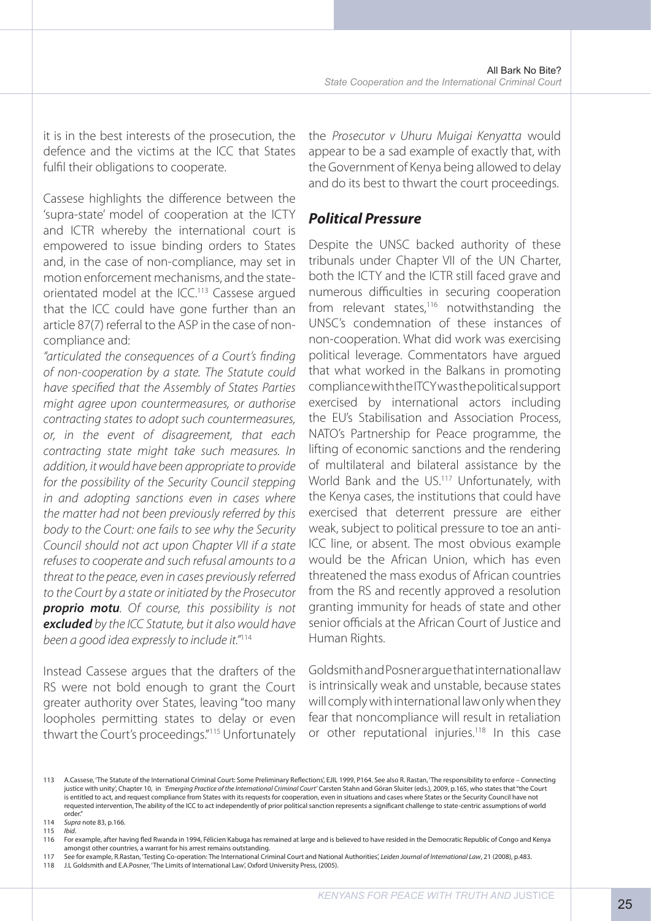it is in the best interests of the prosecution, the defence and the victims at the ICC that States fulfil their obligations to cooperate.

Cassese highlights the difference between the 'supra-state' model of cooperation at the ICTY and ICTR whereby the international court is empowered to issue binding orders to States and, in the case of non-compliance, may set in motion enforcement mechanisms, and the state-orientated model at the ICC.[113] Cassese argued that the ICC could have gone further than an article 87(7) referral to the ASP in the case of non-compliance and:

*"articulated the consequences of a Court's finding of non-cooperation by a state. The Statute could have specified that the Assembly of States Parties might agree upon countermeasures, or authorise contracting states to adopt such countermeasures, or, in the event of disagreement, that each contracting state might take such measures. In addition, it would have been appropriate to provide for the possibility of the Security Council stepping in and adopting sanctions even in cases where the matter had not been previously referred by this body to the Court: one fails to see why the Security Council should not act upon Chapter VII if a state refuses to cooperate and such refusal amounts to a threat to the peace, even in cases previously referred to the Court by a state or initiated by the Prosecutor* ***proprio motu****. Of course, this possibility is not* ***excluded*** *by the ICC Statute, but it also would have been a good idea expressly to include it."*[114]

Instead Cassese argues that the drafters of the RS were not bold enough to grant the Court greater authority over States, leaving "too many loopholes permitting states to delay or even thwart the Court's proceedings."[115] Unfortunately the *Prosecutor v Uhuru Muigai Kenyatta* would appear to be a sad example of exactly that, with the Government of Kenya being allowed to delay and do its best to thwart the court proceedings.

## *Political Pressure*

Despite the UNSC backed authority of these tribunals under Chapter VII of the UN Charter, both the ICTY and the ICTR still faced grave and numerous difficulties in securing cooperation from relevant states,[116] notwithstanding the UNSC's condemnation of these instances of non-cooperation. What did work was exercising political leverage. Commentators have argued that what worked in the Balkans in promoting compliance with the ICTY was the political support exercised by international actors including the EU's Stabilisation and Association Process, NATO's Partnership for Peace programme, the lifting of economic sanctions and the rendering of multilateral and bilateral assistance by the World Bank and the US.[117] Unfortunately, with the Kenya cases, the institutions that could have exercised that deterrent pressure are either weak, subject to political pressure to toe an anti-ICC line, or absent. The most obvious example would be the African Union, which has even threatened the mass exodus of African countries from the RS and recently approved a resolution granting immunity for heads of state and other senior officials at the African Court of Justice and Human Rights.

Goldsmith and Posner argue that international law is intrinsically weak and unstable, because states will comply with international law only when they fear that noncompliance will result in retaliation or other reputational injuries.[118] In this case

---

113 A.Cassese, 'The Statute of the International Criminal Court: Some Preliminary Reflections', EJIL 1999, P164. See also R. Rastan, 'The responsibility to enforce – Connecting justice with unity', Chapter 10, in *'Emerging Practice of the International Criminal Court'* Carsten Stahn and Göran Sluiter (eds.), 2009, p.165, who states that "the Court is entitled to act, and request compliance from States with its requests for cooperation, even in situations and cases where States or the Security Council have not requested intervention, The ability of the ICC to act independently of prior political sanction represents a significant challenge to state-centric assumptions of world order."

114 *Supra* note 83, p.166.

115 *Ibid*.

116 For example, after having fled Rwanda in 1994, Félicien Kabuga has remained at large and is believed to have resided in the Democratic Republic of Congo and Kenya amongst other countries, a warrant for his arrest remains outstanding.

117 See for example, R.Rastan, 'Testing Co-operation: The International Criminal Court and National Authorities', *Leiden Journal of International Law*, 21 (2008), p.483.

118 J.L Goldsmith and E.A.Posner, 'The Limits of International Law', Oxford University Press, (2005).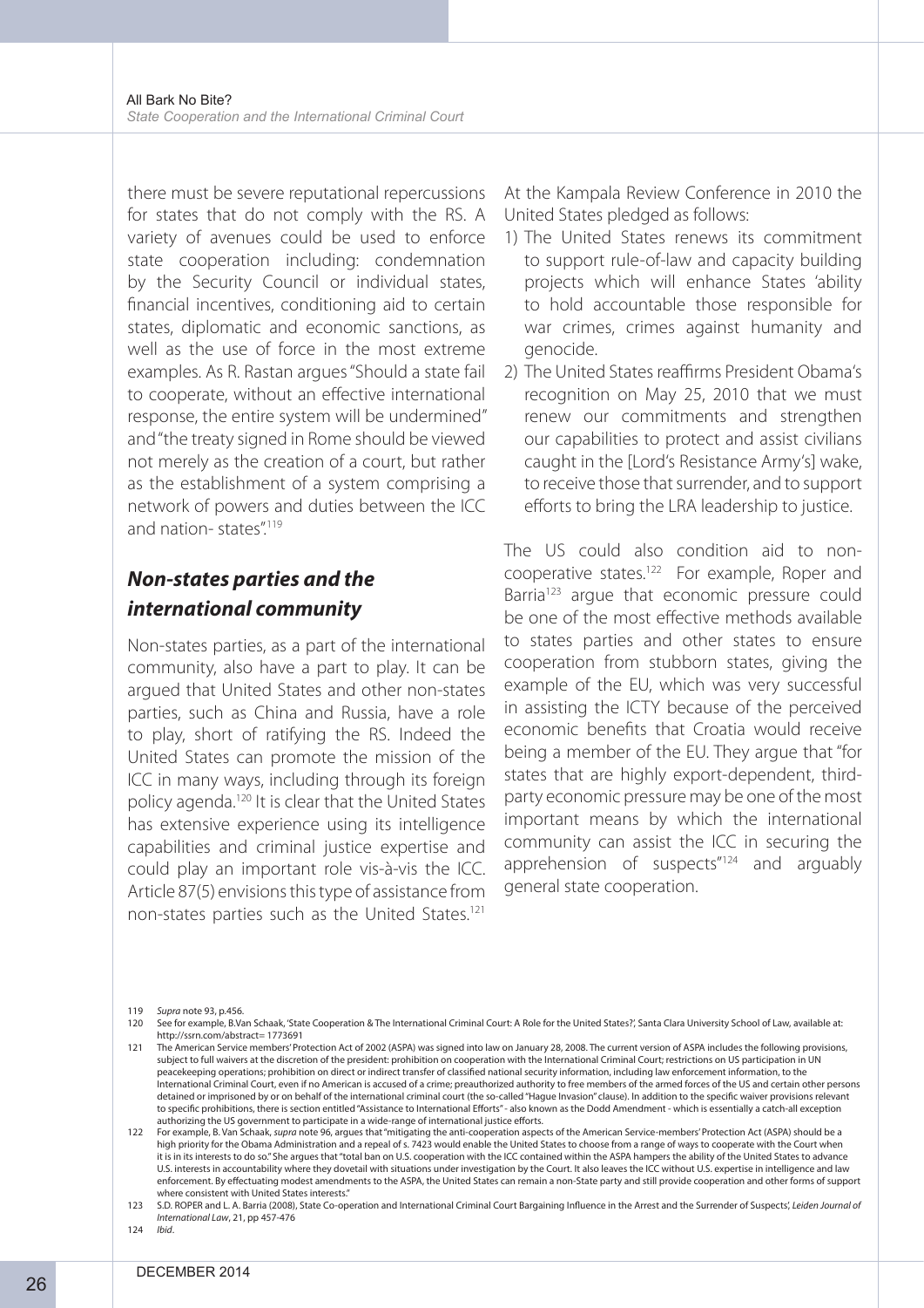there must be severe reputational repercussions for states that do not comply with the RS. A variety of avenues could be used to enforce state cooperation including: condemnation by the Security Council or individual states, financial incentives, conditioning aid to certain states, diplomatic and economic sanctions, as well as the use of force in the most extreme examples. As R. Rastan argues "Should a state fail to cooperate, without an effective international response, the entire system will be undermined" and "the treaty signed in Rome should be viewed not merely as the creation of a court, but rather as the establishment of a system comprising a network of powers and duties between the ICC and nation- states".[119]

## *Non-states parties and the international community*

Non-states parties, as a part of the international community, also have a part to play. It can be argued that United States and other non-states parties, such as China and Russia, have a role to play, short of ratifying the RS. Indeed the United States can promote the mission of the ICC in many ways, including through its foreign policy agenda.[120] It is clear that the United States has extensive experience using its intelligence capabilities and criminal justice expertise and could play an important role vis-à-vis the ICC. Article 87(5) envisions this type of assistance from non-states parties such as the United States.[121]

At the Kampala Review Conference in 2010 the United States pledged as follows:

1) The United States renews its commitment to support rule-of-law and capacity building projects which will enhance States 'ability to hold accountable those responsible for war crimes, crimes against humanity and genocide.
2) The United States reaffirms President Obama's recognition on May 25, 2010 that we must renew our commitments and strengthen our capabilities to protect and assist civilians caught in the [Lord's Resistance Army's] wake, to receive those that surrender, and to support efforts to bring the LRA leadership to justice.

The US could also condition aid to non-cooperative states.[122] For example, Roper and Barria[123] argue that economic pressure could be one of the most effective methods available to states parties and other states to ensure cooperation from stubborn states, giving the example of the EU, which was very successful in assisting the ICTY because of the perceived economic benefits that Croatia would receive being a member of the EU. They argue that "for states that are highly export-dependent, third-party economic pressure may be one of the most important means by which the international community can assist the ICC in securing the apprehension of suspects"[124] and arguably general state cooperation.

---

119 *Supra* note 93, p.456.

120 See for example, B.Van Schaak, 'State Cooperation & The International Criminal Court: A Role for the United States?', Santa Clara University School of Law, available at: http://ssrn.com/abstract= 1773691

121 The American Service members' Protection Act of 2002 (ASPA) was signed into law on January 28, 2008. The current version of ASPA includes the following provisions, subject to full waivers at the discretion of the president: prohibition on cooperation with the International Criminal Court; restrictions on US participation in UN peacekeeping operations; prohibition on direct or indirect transfer of classified national security information, including law enforcement information, to the International Criminal Court, even if no American is accused of a crime; preauthorized authority to free members of the armed forces of the US and certain other persons detained or imprisoned by or on behalf of the international criminal court (the so-called "Hague Invasion" clause). In addition to the specific waiver provisions relevant to specific prohibitions, there is section entitled "Assistance to International Efforts" - also known as the Dodd Amendment - which is essentially a catch-all exception authorizing the US government to participate in a wide-range of international justice efforts.

122 For example, B. Van Schaak, *supra* note 96, argues that "mitigating the anti-cooperation aspects of the American Service-members' Protection Act (ASPA) should be a high priority for the Obama Administration and a repeal of s. 7423 would enable the United States to choose from a range of ways to cooperate with the Court when it is in its interests to do so." She argues that "total ban on U.S. cooperation with the ICC contained within the ASPA hampers the ability of the United States to advance U.S. interests in accountability where they dovetail with situations under investigation by the Court. It also leaves the ICC without U.S. expertise in intelligence and law enforcement. By effectuating modest amendments to the ASPA, the United States can remain a non-State party and still provide cooperation and other forms of support where consistent with United States interests."

123 S.D. ROPER and L. A. Barria (2008), State Co-operation and International Criminal Court Bargaining Influence in the Arrest and the Surrender of Suspects', *Leiden Journal of International Law*, 21, pp 457-476

124 *Ibid*.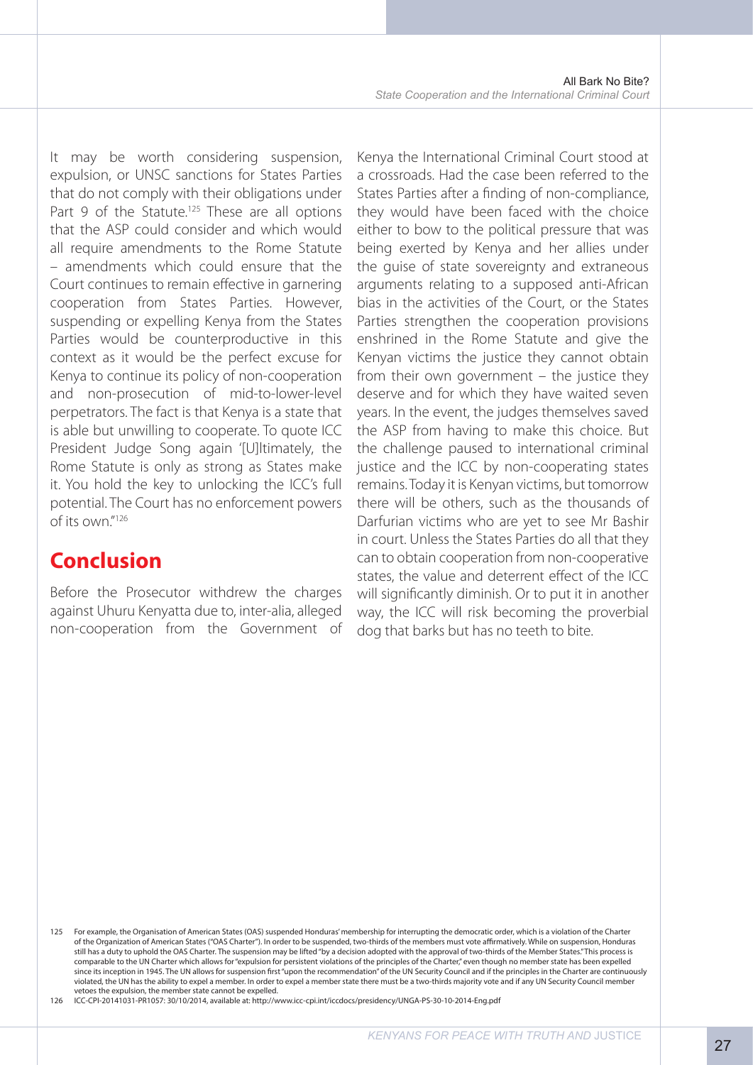It may be worth considering suspension, expulsion, or UNSC sanctions for States Parties that do not comply with their obligations under Part 9 of the Statute.[125] These are all options that the ASP could consider and which would all require amendments to the Rome Statute – amendments which could ensure that the Court continues to remain effective in garnering cooperation from States Parties. However, suspending or expelling Kenya from the States Parties would be counterproductive in this context as it would be the perfect excuse for Kenya to continue its policy of non-cooperation and non-prosecution of mid-to-lower-level perpetrators. The fact is that Kenya is a state that is able but unwilling to cooperate. To quote ICC President Judge Song again '[U]ltimately, the Rome Statute is only as strong as States make it. You hold the key to unlocking the ICC's full potential. The Court has no enforcement powers of its own.'[126]

## Conclusion

Before the Prosecutor withdrew the charges against Uhuru Kenyatta due to, inter-alia, alleged non-cooperation from the Government of Kenya the International Criminal Court stood at a crossroads. Had the case been referred to the States Parties after a finding of non-compliance, they would have been faced with the choice either to bow to the political pressure that was being exerted by Kenya and her allies under the guise of state sovereignty and extraneous arguments relating to a supposed anti-African bias in the activities of the Court, or the States Parties strengthen the cooperation provisions enshrined in the Rome Statute and give the Kenyan victims the justice they cannot obtain from their own government – the justice they deserve and for which they have waited seven years. In the event, the judges themselves saved the ASP from having to make this choice. But the challenge paused to international criminal justice and the ICC by non-cooperating states remains. Today it is Kenyan victims, but tomorrow there will be others, such as the thousands of Darfurian victims who are yet to see Mr Bashir in court. Unless the States Parties do all that they can to obtain cooperation from non-cooperative states, the value and deterrent effect of the ICC will significantly diminish. Or to put it in another way, the ICC will risk becoming the proverbial dog that barks but has no teeth to bite.

---

125 For example, the Organisation of American States (OAS) suspended Honduras' membership for interrupting the democratic order, which is a violation of the Charter of the Organization of American States ("OAS Charter"). In order to be suspended, two-thirds of the members must vote affirmatively. While on suspension, Honduras still has a duty to uphold the OAS Charter. The suspension may be lifted "by a decision adopted with the approval of two-thirds of the Member States." This process is comparable to the UN Charter which allows for "expulsion for persistent violations of the principles of the Charter," even though no member state has been expelled since its inception in 1945. The UN allows for suspension first "upon the recommendation" of the UN Security Council and if the principles in the Charter are continuously violated, the UN has the ability to expel a member. In order to expel a member state there must be a two-thirds majority vote and if any UN Security Council member vetoes the expulsion, the member state cannot be expelled.

126 ICC-CPI-20141031-PR1057: 30/10/2014, available at: http://www.icc-cpi.int/iccdocs/presidency/UNGA-PS-30-10-2014-Eng.pdf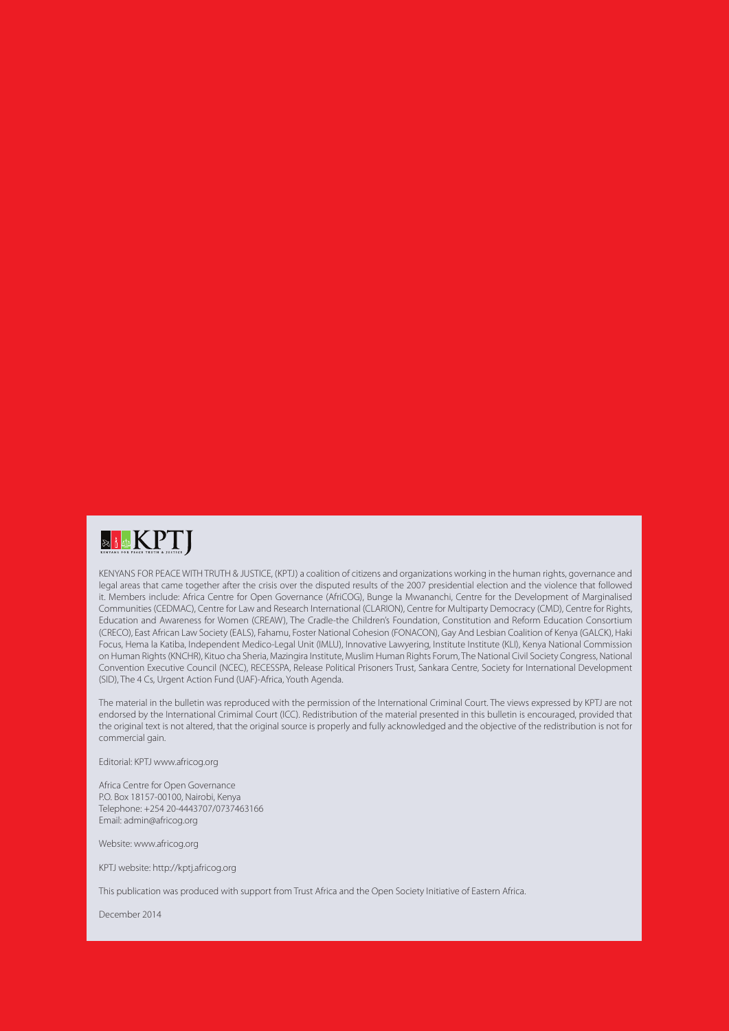KPTJ

KENYANS FOR PEACE TRUTH & JUSTICE

KENYANS FOR PEACE WITH TRUTH & JUSTICE, (KPTJ) a coalition of citizens and organizations working in the human rights, governance and legal areas that came together after the crisis over the disputed results of the 2007 presidential election and the violence that followed it. Members include: Africa Centre for Open Governance (AfriCOG), Bunge la Mwananchi, Centre for the Development of Marginalised Communities (CEDMAC), Centre for Law and Research International (CLARION), Centre for Multiparty Democracy (CMD), Centre for Rights, Education and Awareness for Women (CREAW), The Cradle-the Children's Foundation, Constitution and Reform Education Consortium (CRECO), East African Law Society (EALS), Fahamu, Foster National Cohesion (FONACON), Gay And Lesbian Coalition of Kenya (GALCK), Haki Focus, Hema la Katiba, Independent Medico-Legal Unit (IMLU), Innovative Lawyering, Institute Institute (KLI), Kenya National Commission on Human Rights (KNCHR), Kituo cha Sheria, Mazingira Institute, Muslim Human Rights Forum, The National Civil Society Congress, National Convention Executive Council (NCEC), RECESSPA, Release Political Prisoners Trust, Sankara Centre, Society for International Development (SID), The 4 Cs, Urgent Action Fund (UAF)-Africa, Youth Agenda.

The material in the bulletin was reproduced with the permission of the International Criminal Court. The views expressed by KPTJ are not endorsed by the International Crimimal Court (ICC). Redistribution of the material presented in this bulletin is encouraged, provided that the original text is not altered, that the original source is properly and fully acknowledged and the objective of the redistribution is not for commercial gain.

Editorial: KPTJ www.africog.org

Africa Centre for Open Governance
P.O. Box 18157-00100, Nairobi, Kenya
Telephone: +254 20-4443707/0737463166
Email: admin@africog.org

Website: www.africog.org

KPTJ website: http://kptj.africog.org

This publication was produced with support from Trust Africa and the Open Society Initiative of Eastern Africa.

December 2014